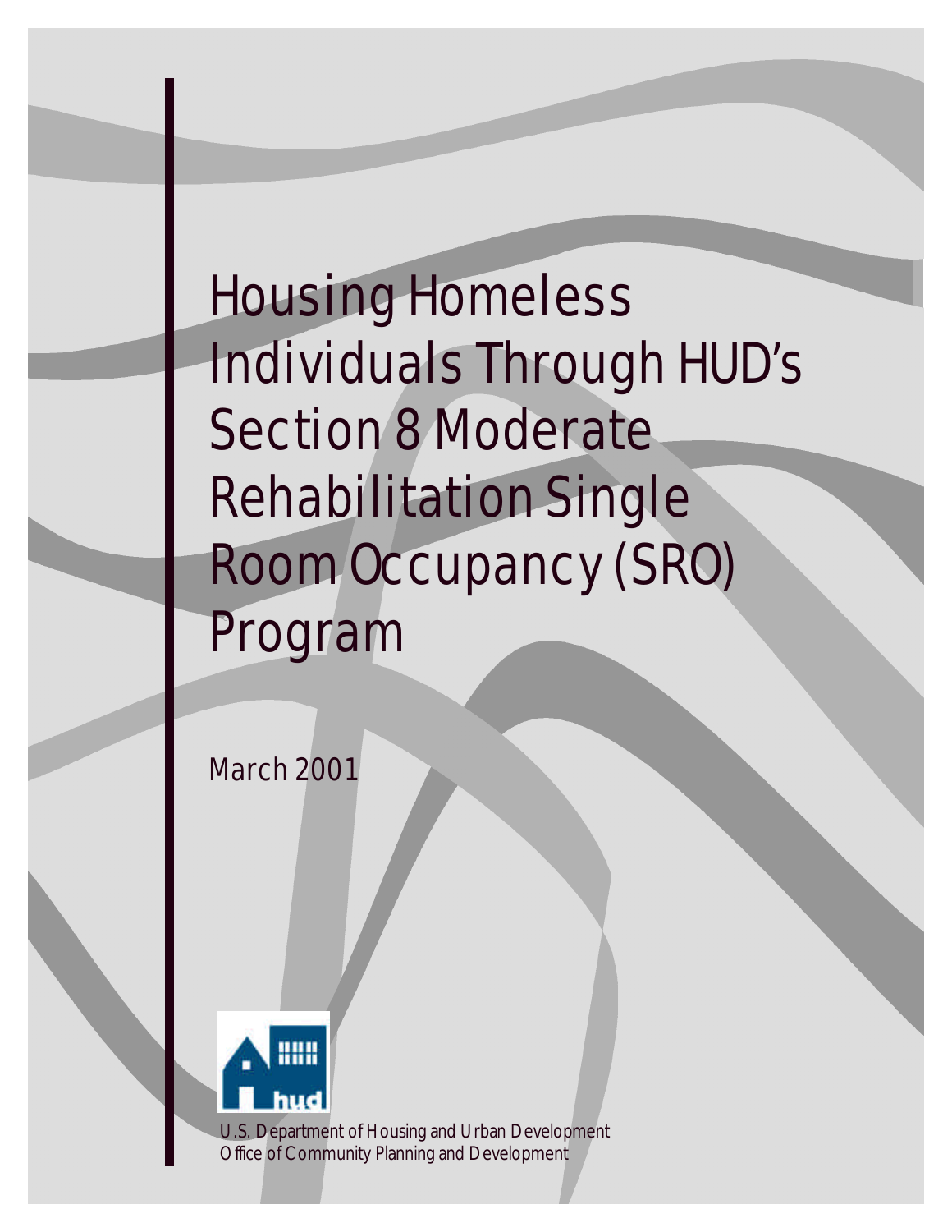# Housing Homeless Individuals Through HUD's Section 8 Moderate Rehabilitation Single Room Occupancy (SRO) Program

March 2001

U.S. Department of Housing and Urban Development
Office of Community Planning and Development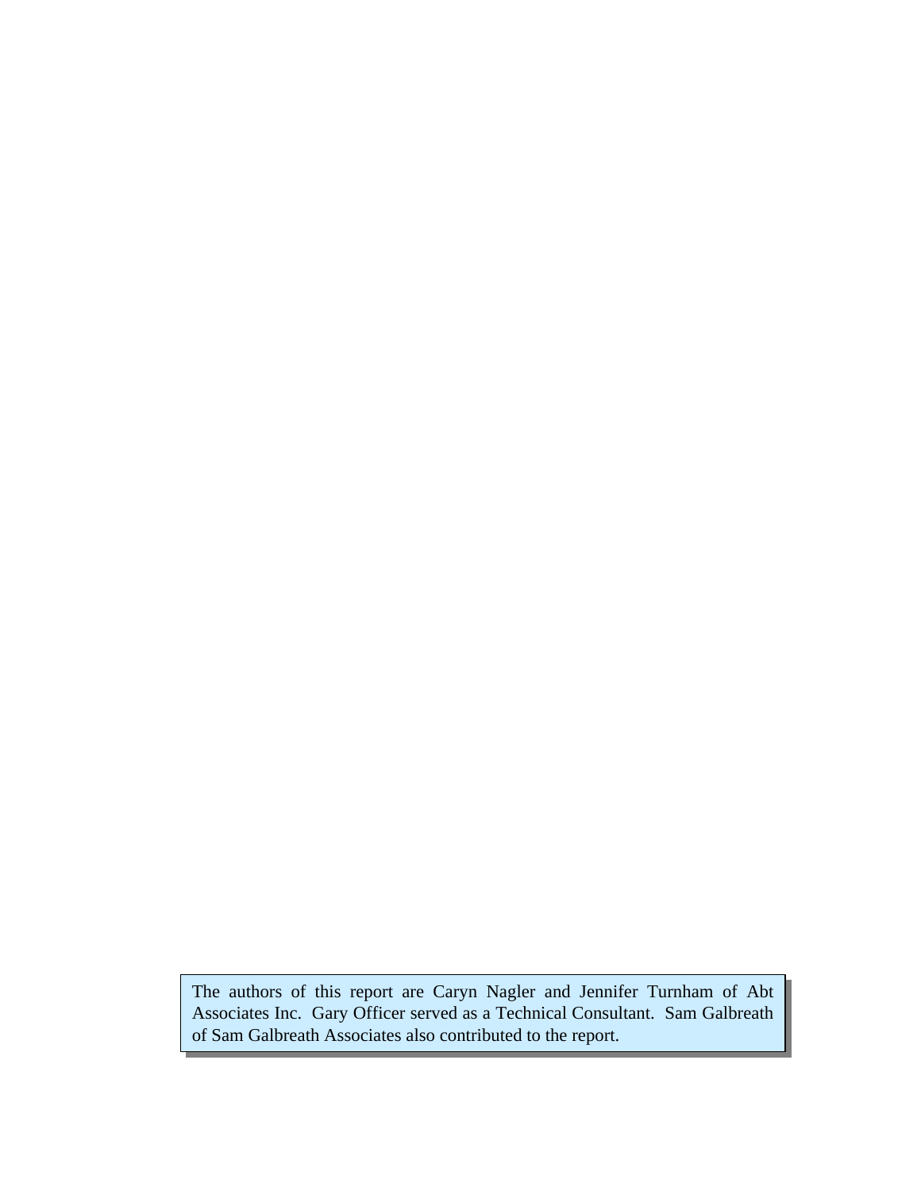The authors of this report are Caryn Nagler and Jennifer Turnham of Abt Associates Inc. Gary Officer served as a Technical Consultant. Sam Galbreath of Sam Galbreath Associates also contributed to the report.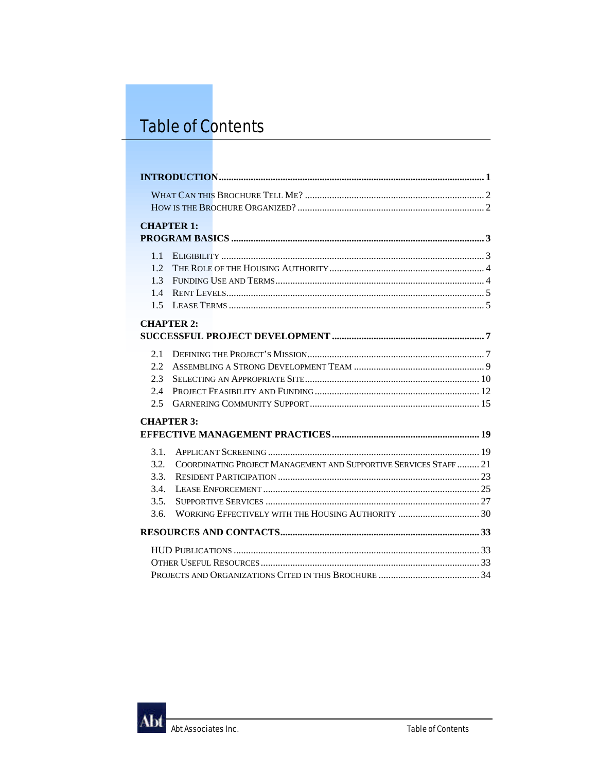# Table of Contents

**INTRODUCTION** .......... **1**

- What Can this Brochure Tell Me? .......... 2
- How is the Brochure Organized? .......... 2

**CHAPTER 1:**
**PROGRAM BASICS** .......... **3**

- 1.1 Eligibility .......... 3
- 1.2 The Role of the Housing Authority .......... 4
- 1.3 Funding Use and Terms .......... 4
- 1.4 Rent Levels .......... 5
- 1.5 Lease Terms .......... 5

**CHAPTER 2:**
**SUCCESSFUL PROJECT DEVELOPMENT** .......... **7**

- 2.1 Defining the Project's Mission .......... 7
- 2.2 Assembling a Strong Development Team .......... 9
- 2.3 Selecting an Appropriate Site .......... 10
- 2.4 Project Feasibility and Funding .......... 12
- 2.5 Garnering Community Support .......... 15

**CHAPTER 3:**
**EFFECTIVE MANAGEMENT PRACTICES** .......... **19**

- 3.1. Applicant Screening .......... 19
- 3.2. Coordinating Project Management and Supportive Services Staff .......... 21
- 3.3. Resident Participation .......... 23
- 3.4. Lease Enforcement .......... 25
- 3.5. Supportive Services .......... 27
- 3.6. Working Effectively with the Housing Authority .......... 30

**RESOURCES AND CONTACTS** .......... **33**

- HUD Publications .......... 33
- Other Useful Resources .......... 33
- Projects and Organizations Cited in this Brochure .......... 34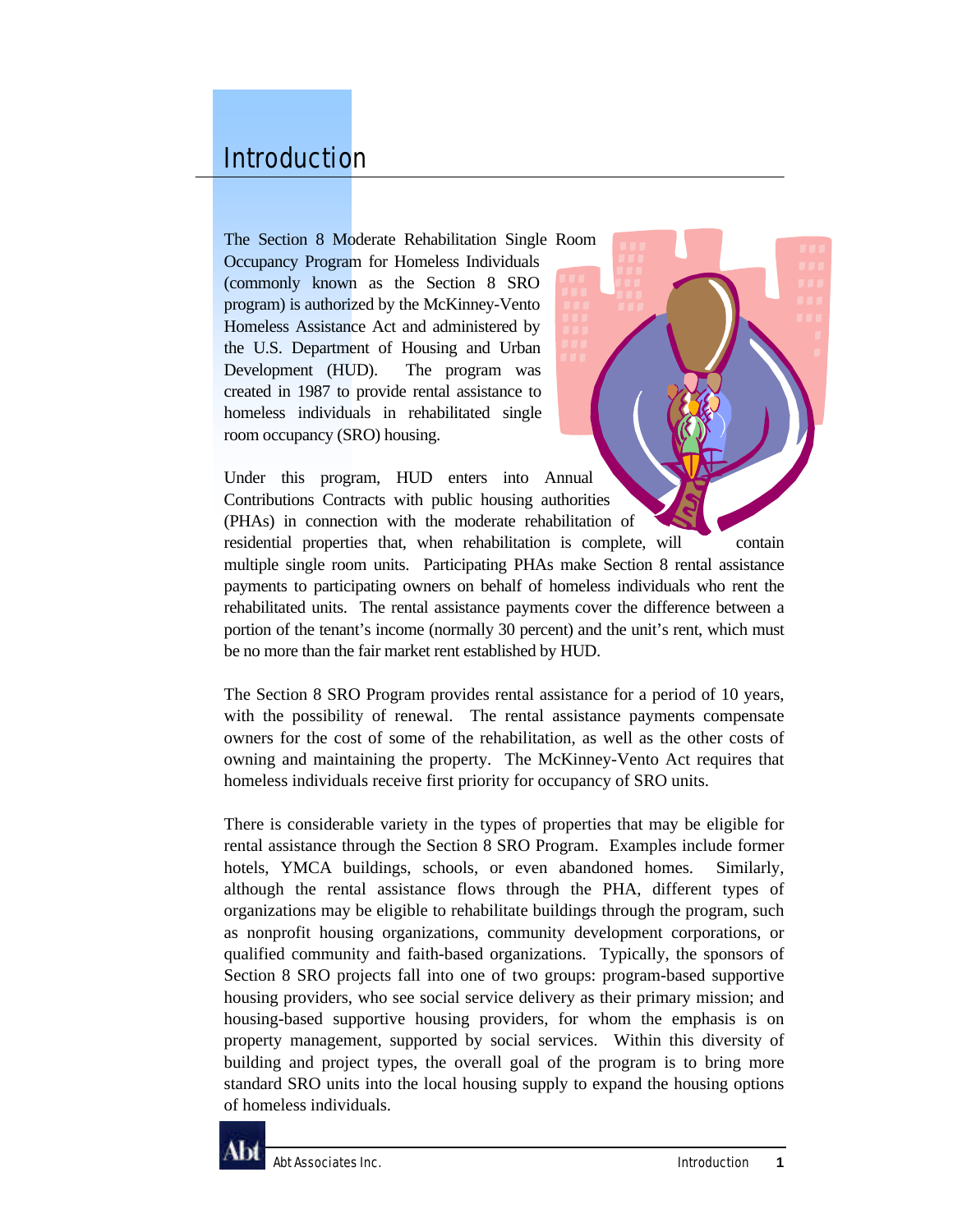# Introduction

The Section 8 Moderate Rehabilitation Single Room Occupancy Program for Homeless Individuals (commonly known as the Section 8 SRO program) is authorized by the McKinney-Vento Homeless Assistance Act and administered by the U.S. Department of Housing and Urban Development (HUD). The program was created in 1987 to provide rental assistance to homeless individuals in rehabilitated single room occupancy (SRO) housing.

Under this program, HUD enters into Annual Contributions Contracts with public housing authorities (PHAs) in connection with the moderate rehabilitation of residential properties that, when rehabilitation is complete, will contain multiple single room units. Participating PHAs make Section 8 rental assistance payments to participating owners on behalf of homeless individuals who rent the rehabilitated units. The rental assistance payments cover the difference between a portion of the tenant's income (normally 30 percent) and the unit's rent, which must be no more than the fair market rent established by HUD.

The Section 8 SRO Program provides rental assistance for a period of 10 years, with the possibility of renewal. The rental assistance payments compensate owners for the cost of some of the rehabilitation, as well as the other costs of owning and maintaining the property. The McKinney-Vento Act requires that homeless individuals receive first priority for occupancy of SRO units.

There is considerable variety in the types of properties that may be eligible for rental assistance through the Section 8 SRO Program. Examples include former hotels, YMCA buildings, schools, or even abandoned homes. Similarly, although the rental assistance flows through the PHA, different types of organizations may be eligible to rehabilitate buildings through the program, such as nonprofit housing organizations, community development corporations, or qualified community and faith-based organizations. Typically, the sponsors of Section 8 SRO projects fall into one of two groups: program-based supportive housing providers, who see social service delivery as their primary mission; and housing-based supportive housing providers, for whom the emphasis is on property management, supported by social services. Within this diversity of building and project types, the overall goal of the program is to bring more standard SRO units into the local housing supply to expand the housing options of homeless individuals.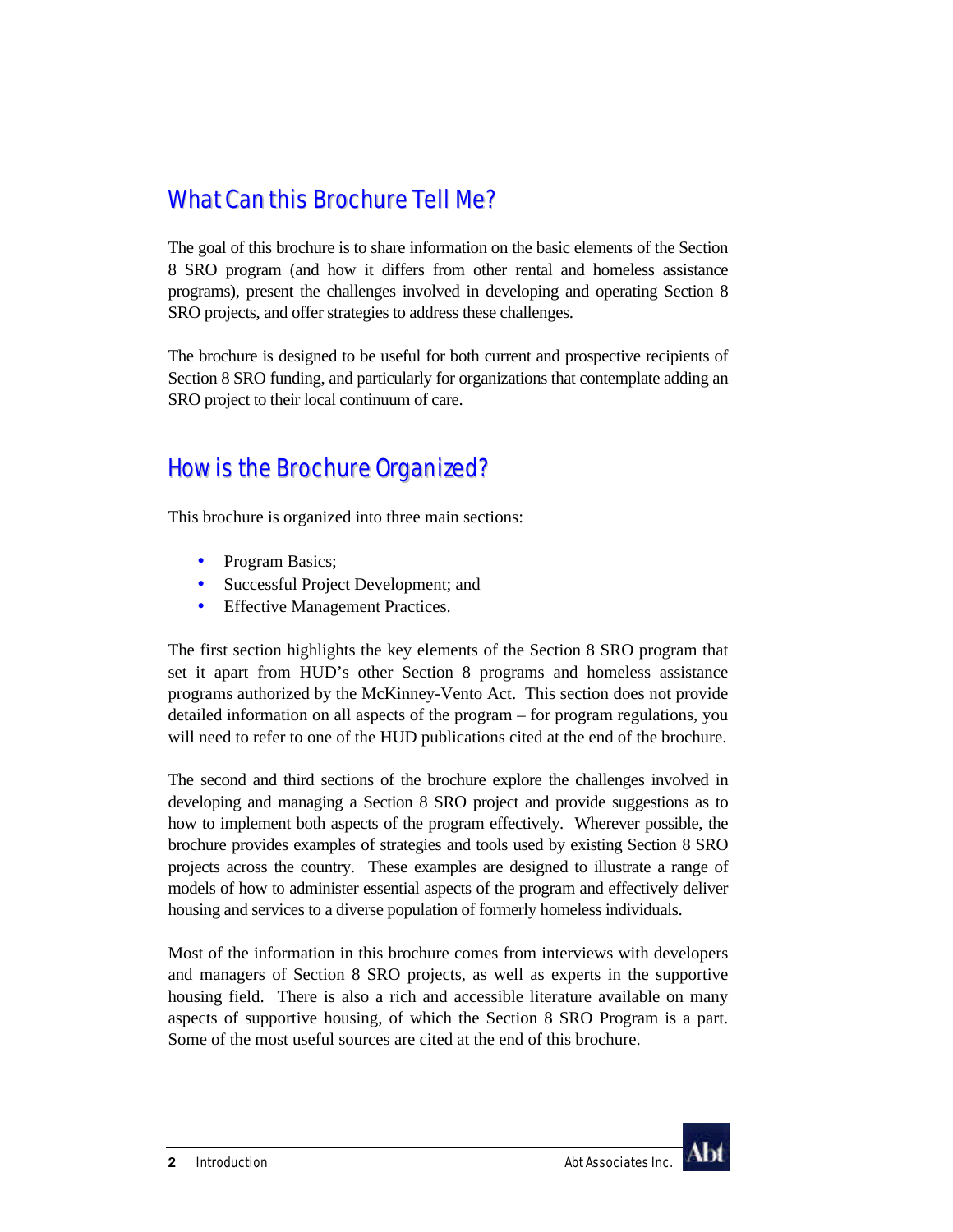## What Can this Brochure Tell Me?

The goal of this brochure is to share information on the basic elements of the Section 8 SRO program (and how it differs from other rental and homeless assistance programs), present the challenges involved in developing and operating Section 8 SRO projects, and offer strategies to address these challenges.

The brochure is designed to be useful for both current and prospective recipients of Section 8 SRO funding, and particularly for organizations that contemplate adding an SRO project to their local continuum of care.

## How is the Brochure Organized?

This brochure is organized into three main sections:

- Program Basics;
- Successful Project Development; and
- Effective Management Practices.

The first section highlights the key elements of the Section 8 SRO program that set it apart from HUD's other Section 8 programs and homeless assistance programs authorized by the McKinney-Vento Act. This section does not provide detailed information on all aspects of the program – for program regulations, you will need to refer to one of the HUD publications cited at the end of the brochure.

The second and third sections of the brochure explore the challenges involved in developing and managing a Section 8 SRO project and provide suggestions as to how to implement both aspects of the program effectively. Wherever possible, the brochure provides examples of strategies and tools used by existing Section 8 SRO projects across the country. These examples are designed to illustrate a range of models of how to administer essential aspects of the program and effectively deliver housing and services to a diverse population of formerly homeless individuals.

Most of the information in this brochure comes from interviews with developers and managers of Section 8 SRO projects, as well as experts in the supportive housing field. There is also a rich and accessible literature available on many aspects of supportive housing, of which the Section 8 SRO Program is a part. Some of the most useful sources are cited at the end of this brochure.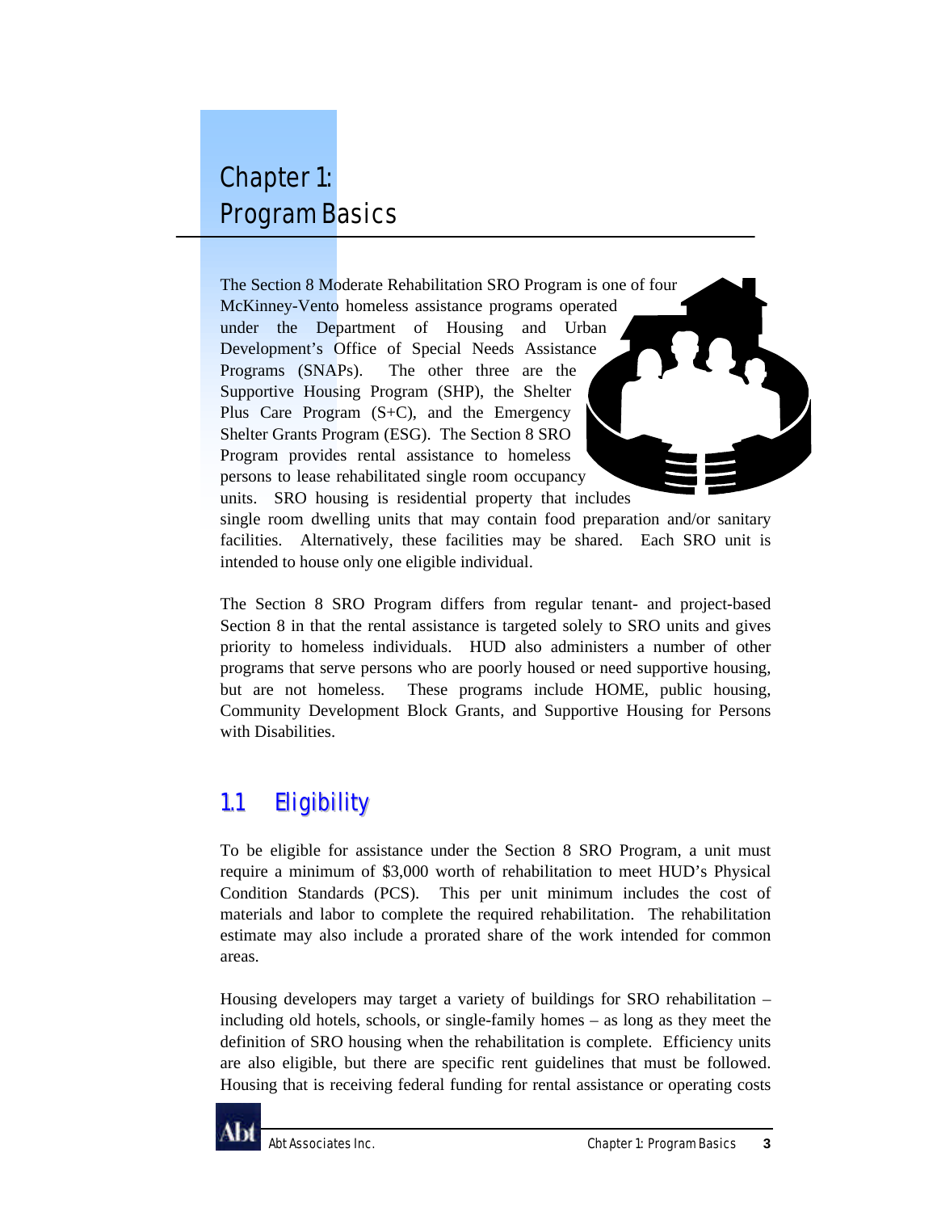# Chapter 1: Program Basics

The Section 8 Moderate Rehabilitation SRO Program is one of four McKinney-Vento homeless assistance programs operated under the Department of Housing and Urban Development's Office of Special Needs Assistance Programs (SNAPs). The other three are the Supportive Housing Program (SHP), the Shelter Plus Care Program (S+C), and the Emergency Shelter Grants Program (ESG). The Section 8 SRO Program provides rental assistance to homeless persons to lease rehabilitated single room occupancy units. SRO housing is residential property that includes single room dwelling units that may contain food preparation and/or sanitary facilities. Alternatively, these facilities may be shared. Each SRO unit is intended to house only one eligible individual.

The Section 8 SRO Program differs from regular tenant- and project-based Section 8 in that the rental assistance is targeted solely to SRO units and gives priority to homeless individuals. HUD also administers a number of other programs that serve persons who are poorly housed or need supportive housing, but are not homeless. These programs include HOME, public housing, Community Development Block Grants, and Supportive Housing for Persons with Disabilities.

## 1.1 Eligibility

To be eligible for assistance under the Section 8 SRO Program, a unit must require a minimum of $3,000 worth of rehabilitation to meet HUD's Physical Condition Standards (PCS). This per unit minimum includes the cost of materials and labor to complete the required rehabilitation. The rehabilitation estimate may also include a prorated share of the work intended for common areas.

Housing developers may target a variety of buildings for SRO rehabilitation – including old hotels, schools, or single-family homes – as long as they meet the definition of SRO housing when the rehabilitation is complete. Efficiency units are also eligible, but there are specific rent guidelines that must be followed. Housing that is receiving federal funding for rental assistance or operating costs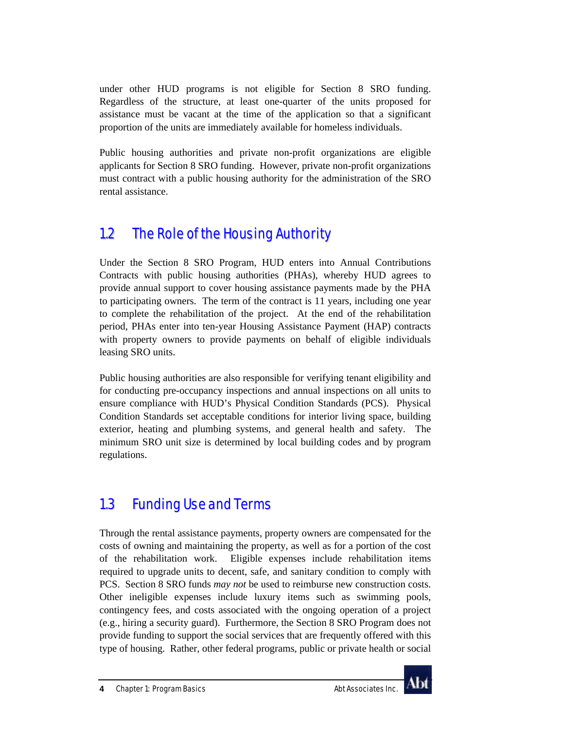under other HUD programs is not eligible for Section 8 SRO funding. Regardless of the structure, at least one-quarter of the units proposed for assistance must be vacant at the time of the application so that a significant proportion of the units are immediately available for homeless individuals.

Public housing authorities and private non-profit organizations are eligible applicants for Section 8 SRO funding. However, private non-profit organizations must contract with a public housing authority for the administration of the SRO rental assistance.

## 1.2 The Role of the Housing Authority

Under the Section 8 SRO Program, HUD enters into Annual Contributions Contracts with public housing authorities (PHAs), whereby HUD agrees to provide annual support to cover housing assistance payments made by the PHA to participating owners. The term of the contract is 11 years, including one year to complete the rehabilitation of the project. At the end of the rehabilitation period, PHAs enter into ten-year Housing Assistance Payment (HAP) contracts with property owners to provide payments on behalf of eligible individuals leasing SRO units.

Public housing authorities are also responsible for verifying tenant eligibility and for conducting pre-occupancy inspections and annual inspections on all units to ensure compliance with HUD's Physical Condition Standards (PCS). Physical Condition Standards set acceptable conditions for interior living space, building exterior, heating and plumbing systems, and general health and safety. The minimum SRO unit size is determined by local building codes and by program regulations.

## 1.3 Funding Use and Terms

Through the rental assistance payments, property owners are compensated for the costs of owning and maintaining the property, as well as for a portion of the cost of the rehabilitation work. Eligible expenses include rehabilitation items required to upgrade units to decent, safe, and sanitary condition to comply with PCS. Section 8 SRO funds *may not* be used to reimburse new construction costs. Other ineligible expenses include luxury items such as swimming pools, contingency fees, and costs associated with the ongoing operation of a project (e.g., hiring a security guard). Furthermore, the Section 8 SRO Program does not provide funding to support the social services that are frequently offered with this type of housing. Rather, other federal programs, public or private health or social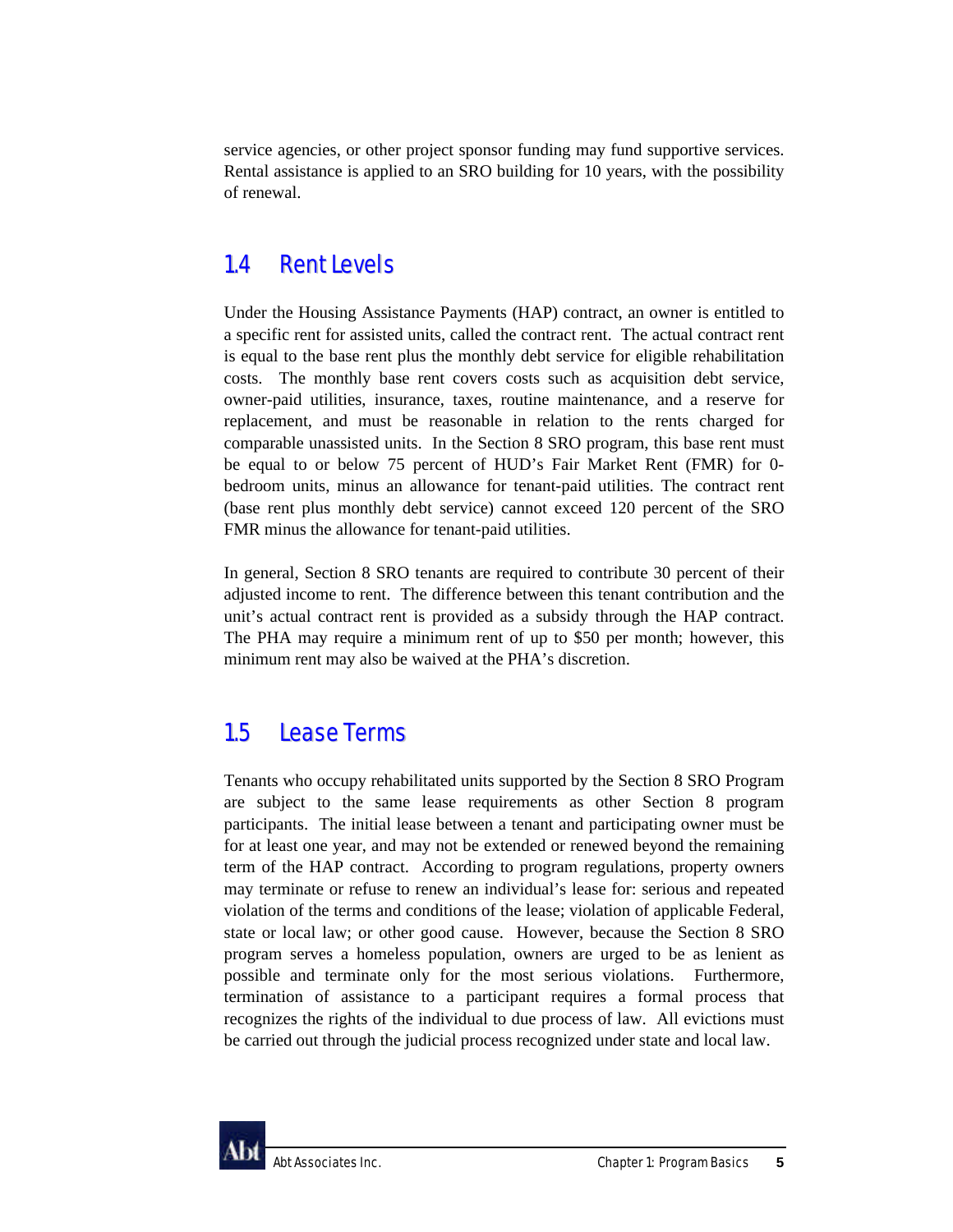service agencies, or other project sponsor funding may fund supportive services. Rental assistance is applied to an SRO building for 10 years, with the possibility of renewal.

## 1.4 Rent Levels

Under the Housing Assistance Payments (HAP) contract, an owner is entitled to a specific rent for assisted units, called the contract rent. The actual contract rent is equal to the base rent plus the monthly debt service for eligible rehabilitation costs. The monthly base rent covers costs such as acquisition debt service, owner-paid utilities, insurance, taxes, routine maintenance, and a reserve for replacement, and must be reasonable in relation to the rents charged for comparable unassisted units. In the Section 8 SRO program, this base rent must be equal to or below 75 percent of HUD's Fair Market Rent (FMR) for 0-bedroom units, minus an allowance for tenant-paid utilities. The contract rent (base rent plus monthly debt service) cannot exceed 120 percent of the SRO FMR minus the allowance for tenant-paid utilities.

In general, Section 8 SRO tenants are required to contribute 30 percent of their adjusted income to rent. The difference between this tenant contribution and the unit's actual contract rent is provided as a subsidy through the HAP contract. The PHA may require a minimum rent of up to $50 per month; however, this minimum rent may also be waived at the PHA's discretion.

## 1.5 Lease Terms

Tenants who occupy rehabilitated units supported by the Section 8 SRO Program are subject to the same lease requirements as other Section 8 program participants. The initial lease between a tenant and participating owner must be for at least one year, and may not be extended or renewed beyond the remaining term of the HAP contract. According to program regulations, property owners may terminate or refuse to renew an individual's lease for: serious and repeated violation of the terms and conditions of the lease; violation of applicable Federal, state or local law; or other good cause. However, because the Section 8 SRO program serves a homeless population, owners are urged to be as lenient as possible and terminate only for the most serious violations. Furthermore, termination of assistance to a participant requires a formal process that recognizes the rights of the individual to due process of law. All evictions must be carried out through the judicial process recognized under state and local law.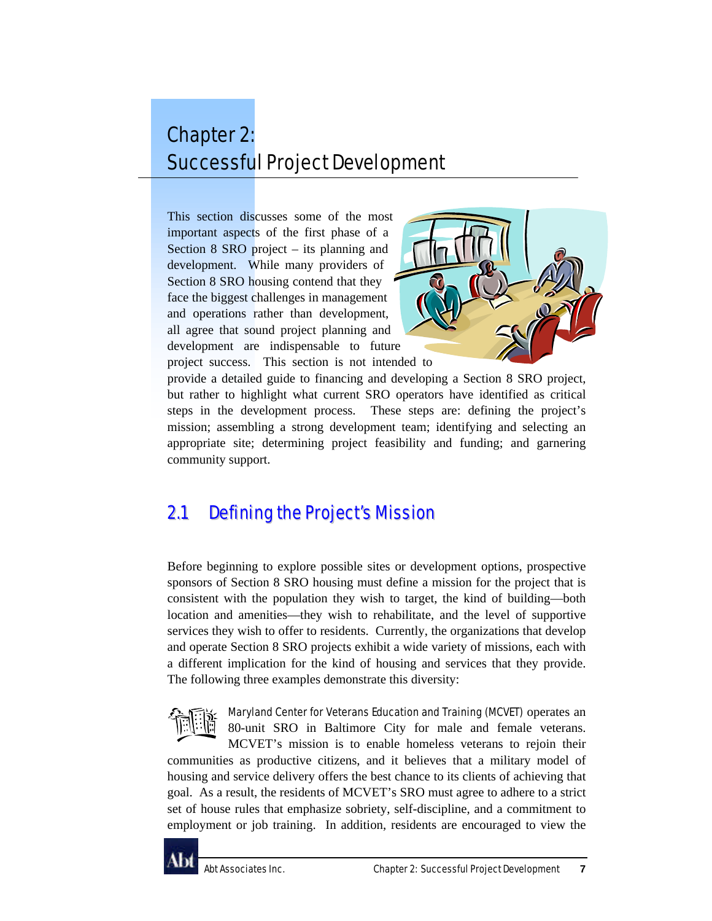# Chapter 2: Successful Project Development

This section discusses some of the most important aspects of the first phase of a Section 8 SRO project – its planning and development. While many providers of Section 8 SRO housing contend that they face the biggest challenges in management and operations rather than development, all agree that sound project planning and development are indispensable to future project success. This section is not intended to provide a detailed guide to financing and developing a Section 8 SRO project, but rather to highlight what current SRO operators have identified as critical steps in the development process. These steps are: defining the project's mission; assembling a strong development team; identifying and selecting an appropriate site; determining project feasibility and funding; and garnering community support.

## 2.1 Defining the Project's Mission

Before beginning to explore possible sites or development options, prospective sponsors of Section 8 SRO housing must define a mission for the project that is consistent with the population they wish to target, the kind of building—both location and amenities—they wish to rehabilitate, and the level of supportive services they wish to offer to residents. Currently, the organizations that develop and operate Section 8 SRO projects exhibit a wide variety of missions, each with a different implication for the kind of housing and services that they provide. The following three examples demonstrate this diversity:

*Maryland Center for Veterans Education and Training (MCVET)* operates an 80-unit SRO in Baltimore City for male and female veterans. MCVET's mission is to enable homeless veterans to rejoin their communities as productive citizens, and it believes that a military model of housing and service delivery offers the best chance to its clients of achieving that goal. As a result, the residents of MCVET's SRO must agree to adhere to a strict set of house rules that emphasize sobriety, self-discipline, and a commitment to employment or job training. In addition, residents are encouraged to view the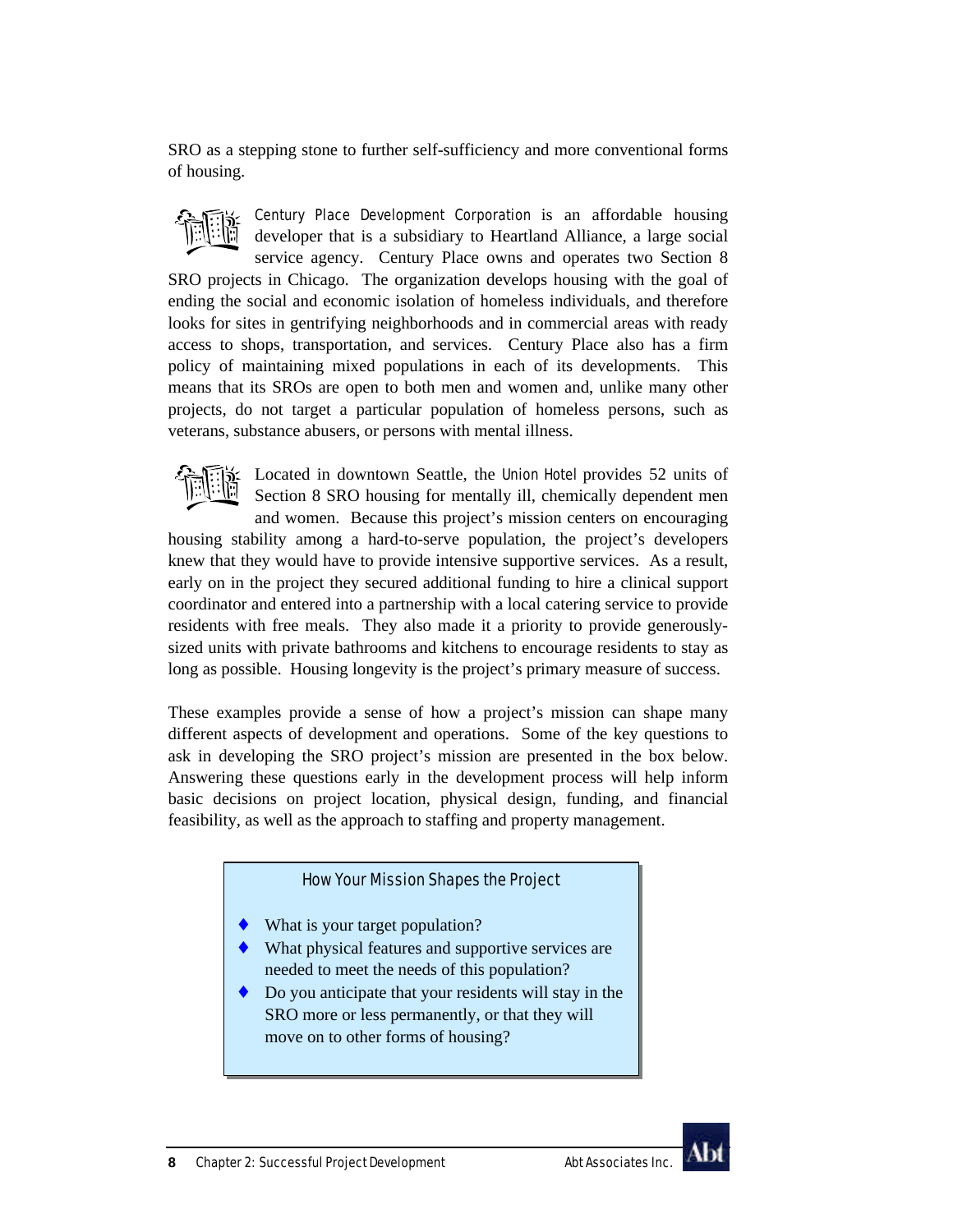SRO as a stepping stone to further self-sufficiency and more conventional forms of housing.

*Century Place Development Corporation* is an affordable housing developer that is a subsidiary to Heartland Alliance, a large social service agency. Century Place owns and operates two Section 8 SRO projects in Chicago. The organization develops housing with the goal of ending the social and economic isolation of homeless individuals, and therefore looks for sites in gentrifying neighborhoods and in commercial areas with ready access to shops, transportation, and services. Century Place also has a firm policy of maintaining mixed populations in each of its developments. This means that its SROs are open to both men and women and, unlike many other projects, do not target a particular population of homeless persons, such as veterans, substance abusers, or persons with mental illness.

Located in downtown Seattle, the *Union Hotel* provides 52 units of Section 8 SRO housing for mentally ill, chemically dependent men and women. Because this project's mission centers on encouraging housing stability among a hard-to-serve population, the project's developers knew that they would have to provide intensive supportive services. As a result, early on in the project they secured additional funding to hire a clinical support coordinator and entered into a partnership with a local catering service to provide residents with free meals. They also made it a priority to provide generously-sized units with private bathrooms and kitchens to encourage residents to stay as long as possible. Housing longevity is the project's primary measure of success.

These examples provide a sense of how a project's mission can shape many different aspects of development and operations. Some of the key questions to ask in developing the SRO project's mission are presented in the box below. Answering these questions early in the development process will help inform basic decisions on project location, physical design, funding, and financial feasibility, as well as the approach to staffing and property management.

**How Your Mission Shapes the Project**

- What is your target population?
- What physical features and supportive services are needed to meet the needs of this population?
- Do you anticipate that your residents will stay in the SRO more or less permanently, or that they will move on to other forms of housing?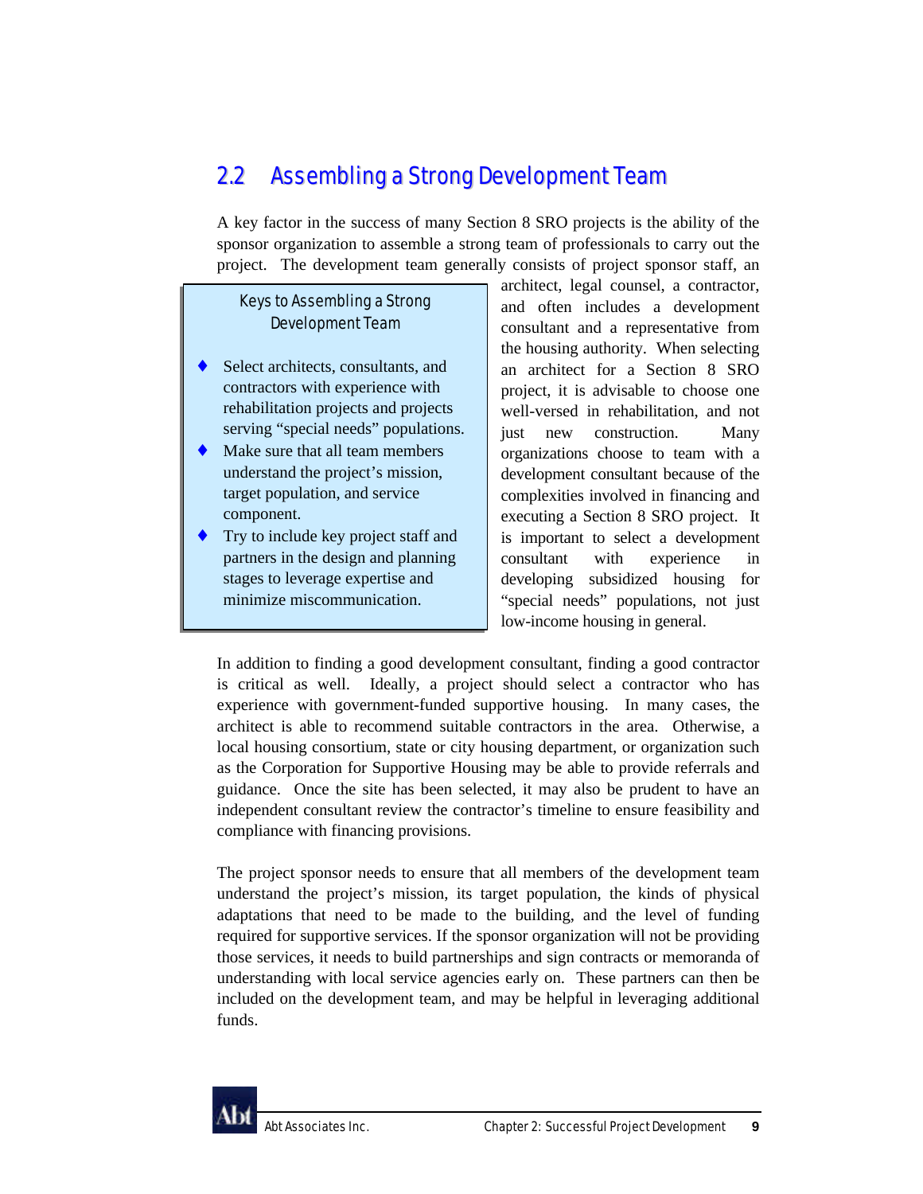## 2.2 Assembling a Strong Development Team

A key factor in the success of many Section 8 SRO projects is the ability of the sponsor organization to assemble a strong team of professionals to carry out the project. The development team generally consists of project sponsor staff, an architect, legal counsel, a contractor, and often includes a development consultant and a representative from the housing authority. When selecting an architect for a Section 8 SRO project, it is advisable to choose one well-versed in rehabilitation, and not just new construction. Many organizations choose to team with a development consultant because of the complexities involved in financing and executing a Section 8 SRO project. It is important to select a development consultant with experience in developing subsidized housing for "special needs" populations, not just low-income housing in general.

> **Keys to Assembling a Strong Development Team**
>
> - Select architects, consultants, and contractors with experience with rehabilitation projects and projects serving "special needs" populations.
> - Make sure that all team members understand the project's mission, target population, and service component.
> - Try to include key project staff and partners in the design and planning stages to leverage expertise and minimize miscommunication.

In addition to finding a good development consultant, finding a good contractor is critical as well. Ideally, a project should select a contractor who has experience with government-funded supportive housing. In many cases, the architect is able to recommend suitable contractors in the area. Otherwise, a local housing consortium, state or city housing department, or organization such as the Corporation for Supportive Housing may be able to provide referrals and guidance. Once the site has been selected, it may also be prudent to have an independent consultant review the contractor's timeline to ensure feasibility and compliance with financing provisions.

The project sponsor needs to ensure that all members of the development team understand the project's mission, its target population, the kinds of physical adaptations that need to be made to the building, and the level of funding required for supportive services. If the sponsor organization will not be providing those services, it needs to build partnerships and sign contracts or memoranda of understanding with local service agencies early on. These partners can then be included on the development team, and may be helpful in leveraging additional funds.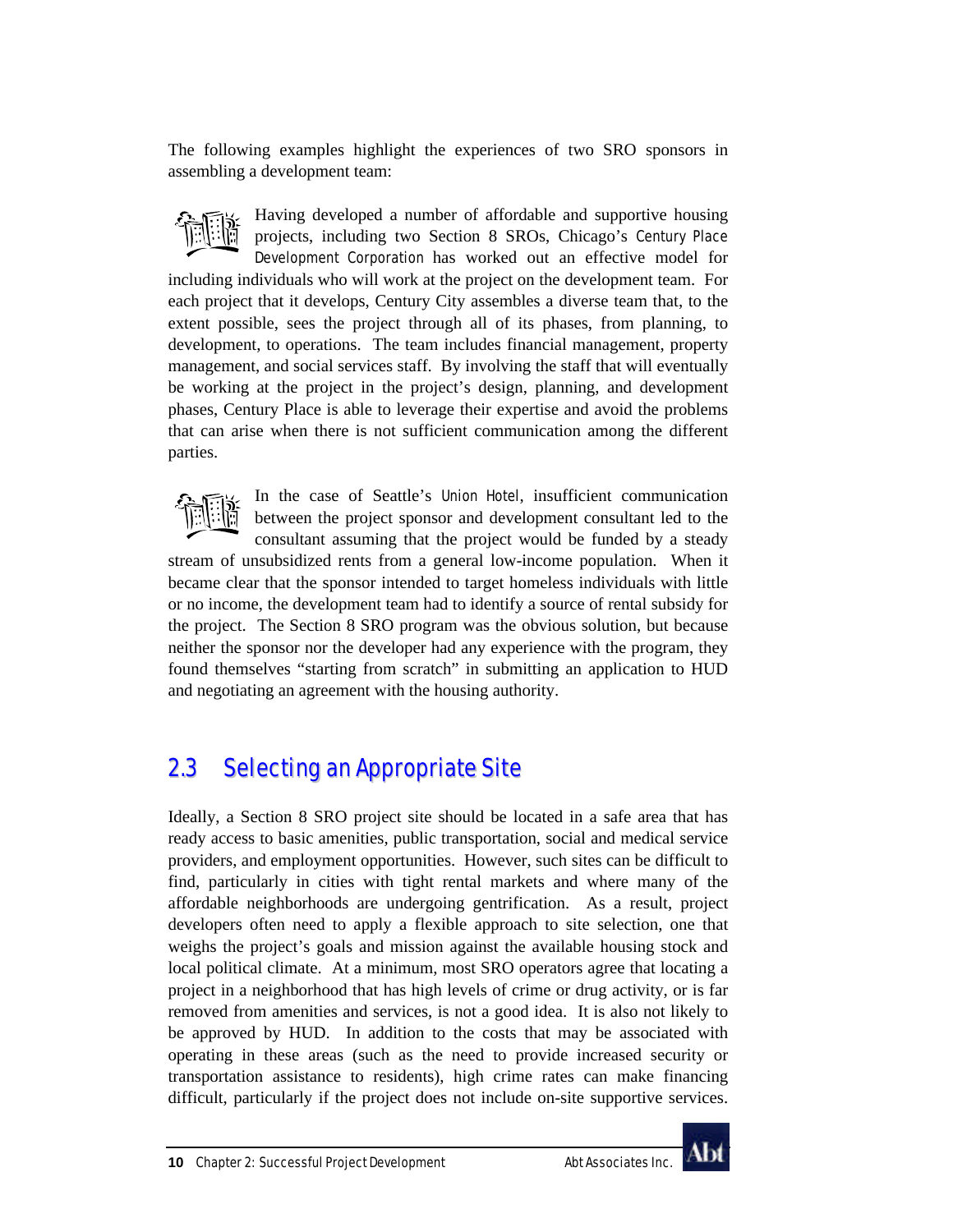The following examples highlight the experiences of two SRO sponsors in assembling a development team:

Having developed a number of affordable and supportive housing projects, including two Section 8 SROs, Chicago's *Century Place Development Corporation* has worked out an effective model for including individuals who will work at the project on the development team. For each project that it develops, Century City assembles a diverse team that, to the extent possible, sees the project through all of its phases, from planning, to development, to operations. The team includes financial management, property management, and social services staff. By involving the staff that will eventually be working at the project in the project's design, planning, and development phases, Century Place is able to leverage their expertise and avoid the problems that can arise when there is not sufficient communication among the different parties.

In the case of Seattle's *Union Hotel*, insufficient communication between the project sponsor and development consultant led to the consultant assuming that the project would be funded by a steady stream of unsubsidized rents from a general low-income population. When it became clear that the sponsor intended to target homeless individuals with little or no income, the development team had to identify a source of rental subsidy for the project. The Section 8 SRO program was the obvious solution, but because neither the sponsor nor the developer had any experience with the program, they found themselves "starting from scratch" in submitting an application to HUD and negotiating an agreement with the housing authority.

## 2.3 Selecting an Appropriate Site

Ideally, a Section 8 SRO project site should be located in a safe area that has ready access to basic amenities, public transportation, social and medical service providers, and employment opportunities. However, such sites can be difficult to find, particularly in cities with tight rental markets and where many of the affordable neighborhoods are undergoing gentrification. As a result, project developers often need to apply a flexible approach to site selection, one that weighs the project's goals and mission against the available housing stock and local political climate. At a minimum, most SRO operators agree that locating a project in a neighborhood that has high levels of crime or drug activity, or is far removed from amenities and services, is not a good idea. It is also not likely to be approved by HUD. In addition to the costs that may be associated with operating in these areas (such as the need to provide increased security or transportation assistance to residents), high crime rates can make financing difficult, particularly if the project does not include on-site supportive services.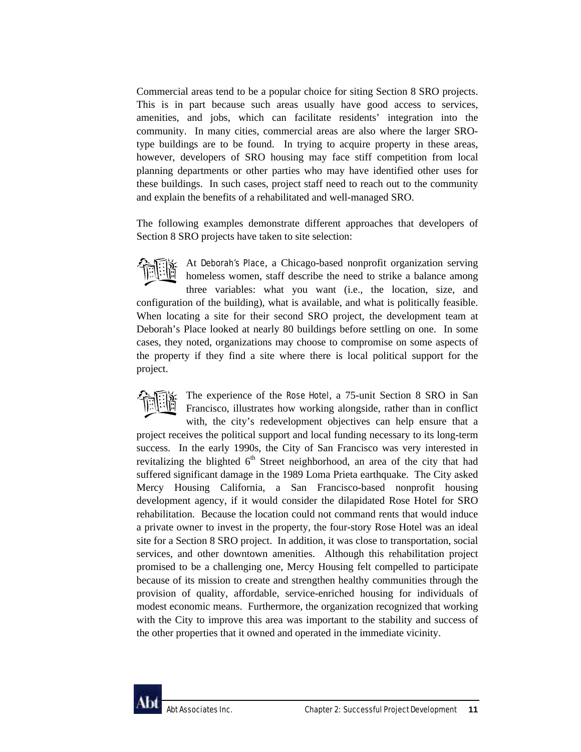Commercial areas tend to be a popular choice for siting Section 8 SRO projects. This is in part because such areas usually have good access to services, amenities, and jobs, which can facilitate residents' integration into the community. In many cities, commercial areas are also where the larger SRO-type buildings are to be found. In trying to acquire property in these areas, however, developers of SRO housing may face stiff competition from local planning departments or other parties who may have identified other uses for these buildings. In such cases, project staff need to reach out to the community and explain the benefits of a rehabilitated and well-managed SRO.

The following examples demonstrate different approaches that developers of Section 8 SRO projects have taken to site selection:

At *Deborah's Place*, a Chicago-based nonprofit organization serving homeless women, staff describe the need to strike a balance among three variables: what you want (i.e., the location, size, and configuration of the building), what is available, and what is politically feasible. When locating a site for their second SRO project, the development team at Deborah's Place looked at nearly 80 buildings before settling on one. In some cases, they noted, organizations may choose to compromise on some aspects of the property if they find a site where there is local political support for the project.

The experience of the *Rose Hotel*, a 75-unit Section 8 SRO in San Francisco, illustrates how working alongside, rather than in conflict with, the city's redevelopment objectives can help ensure that a project receives the political support and local funding necessary to its long-term success. In the early 1990s, the City of San Francisco was very interested in revitalizing the blighted 6th Street neighborhood, an area of the city that had suffered significant damage in the 1989 Loma Prieta earthquake. The City asked Mercy Housing California, a San Francisco-based nonprofit housing development agency, if it would consider the dilapidated Rose Hotel for SRO rehabilitation. Because the location could not command rents that would induce a private owner to invest in the property, the four-story Rose Hotel was an ideal site for a Section 8 SRO project. In addition, it was close to transportation, social services, and other downtown amenities. Although this rehabilitation project promised to be a challenging one, Mercy Housing felt compelled to participate because of its mission to create and strengthen healthy communities through the provision of quality, affordable, service-enriched housing for individuals of modest economic means. Furthermore, the organization recognized that working with the City to improve this area was important to the stability and success of the other properties that it owned and operated in the immediate vicinity.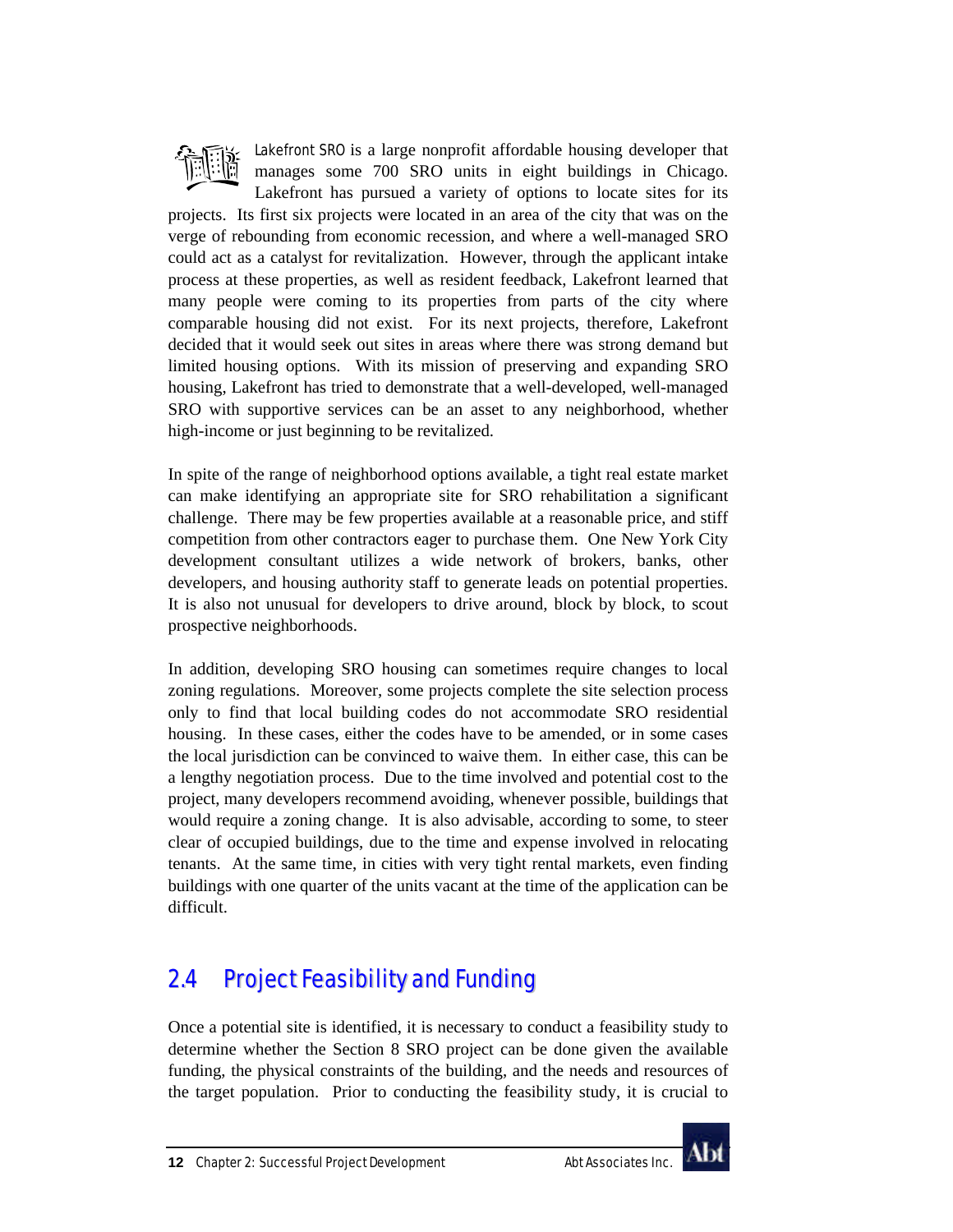*Lakefront SRO* is a large nonprofit affordable housing developer that manages some 700 SRO units in eight buildings in Chicago. Lakefront has pursued a variety of options to locate sites for its projects. Its first six projects were located in an area of the city that was on the verge of rebounding from economic recession, and where a well-managed SRO could act as a catalyst for revitalization. However, through the applicant intake process at these properties, as well as resident feedback, Lakefront learned that many people were coming to its properties from parts of the city where comparable housing did not exist. For its next projects, therefore, Lakefront decided that it would seek out sites in areas where there was strong demand but limited housing options. With its mission of preserving and expanding SRO housing, Lakefront has tried to demonstrate that a well-developed, well-managed SRO with supportive services can be an asset to any neighborhood, whether high-income or just beginning to be revitalized.

In spite of the range of neighborhood options available, a tight real estate market can make identifying an appropriate site for SRO rehabilitation a significant challenge. There may be few properties available at a reasonable price, and stiff competition from other contractors eager to purchase them. One New York City development consultant utilizes a wide network of brokers, banks, other developers, and housing authority staff to generate leads on potential properties. It is also not unusual for developers to drive around, block by block, to scout prospective neighborhoods.

In addition, developing SRO housing can sometimes require changes to local zoning regulations. Moreover, some projects complete the site selection process only to find that local building codes do not accommodate SRO residential housing. In these cases, either the codes have to be amended, or in some cases the local jurisdiction can be convinced to waive them. In either case, this can be a lengthy negotiation process. Due to the time involved and potential cost to the project, many developers recommend avoiding, whenever possible, buildings that would require a zoning change. It is also advisable, according to some, to steer clear of occupied buildings, due to the time and expense involved in relocating tenants. At the same time, in cities with very tight rental markets, even finding buildings with one quarter of the units vacant at the time of the application can be difficult.

## 2.4 Project Feasibility and Funding

Once a potential site is identified, it is necessary to conduct a feasibility study to determine whether the Section 8 SRO project can be done given the available funding, the physical constraints of the building, and the needs and resources of the target population. Prior to conducting the feasibility study, it is crucial to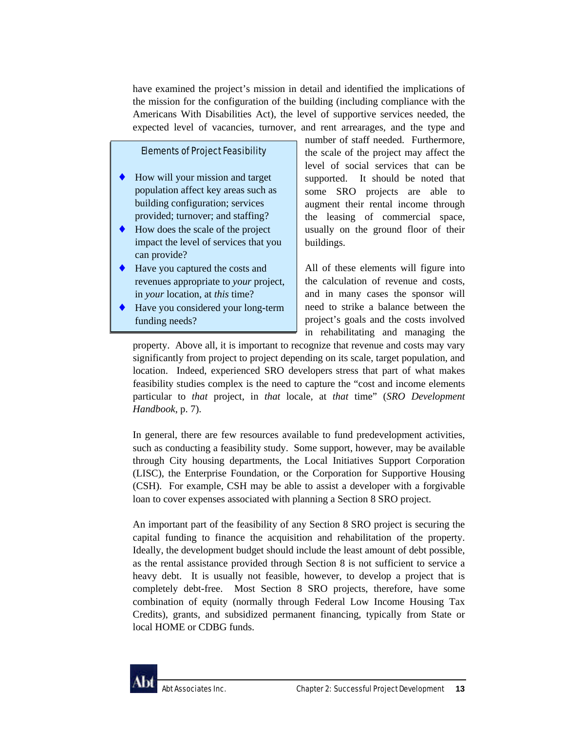have examined the project's mission in detail and identified the implications of the mission for the configuration of the building (including compliance with the Americans With Disabilities Act), the level of supportive services needed, the expected level of vacancies, turnover, and rent arrearages, and the type and number of staff needed. Furthermore, the scale of the project may affect the level of social services that can be supported. It should be noted that some SRO projects are able to augment their rental income through the leasing of commercial space, usually on the ground floor of their buildings.

> **Elements of Project Feasibility**
>
> - How will your mission and target population affect key areas such as building configuration; services provided; turnover; and staffing?
> - How does the scale of the project impact the level of services that you can provide?
> - Have you captured the costs and revenues appropriate to *your* project, in *your* location, at *this* time?
> - Have you considered your long-term funding needs?

All of these elements will figure into the calculation of revenue and costs, and in many cases the sponsor will need to strike a balance between the project's goals and the costs involved in rehabilitating and managing the property. Above all, it is important to recognize that revenue and costs may vary significantly from project to project depending on its scale, target population, and location. Indeed, experienced SRO developers stress that part of what makes feasibility studies complex is the need to capture the "cost and income elements particular to *that* project, in *that* locale, at *that* time" (*SRO Development Handbook*, p. 7).

In general, there are few resources available to fund predevelopment activities, such as conducting a feasibility study. Some support, however, may be available through City housing departments, the Local Initiatives Support Corporation (LISC), the Enterprise Foundation, or the Corporation for Supportive Housing (CSH). For example, CSH may be able to assist a developer with a forgivable loan to cover expenses associated with planning a Section 8 SRO project.

An important part of the feasibility of any Section 8 SRO project is securing the capital funding to finance the acquisition and rehabilitation of the property. Ideally, the development budget should include the least amount of debt possible, as the rental assistance provided through Section 8 is not sufficient to service a heavy debt. It is usually not feasible, however, to develop a project that is completely debt-free. Most Section 8 SRO projects, therefore, have some combination of equity (normally through Federal Low Income Housing Tax Credits), grants, and subsidized permanent financing, typically from State or local HOME or CDBG funds.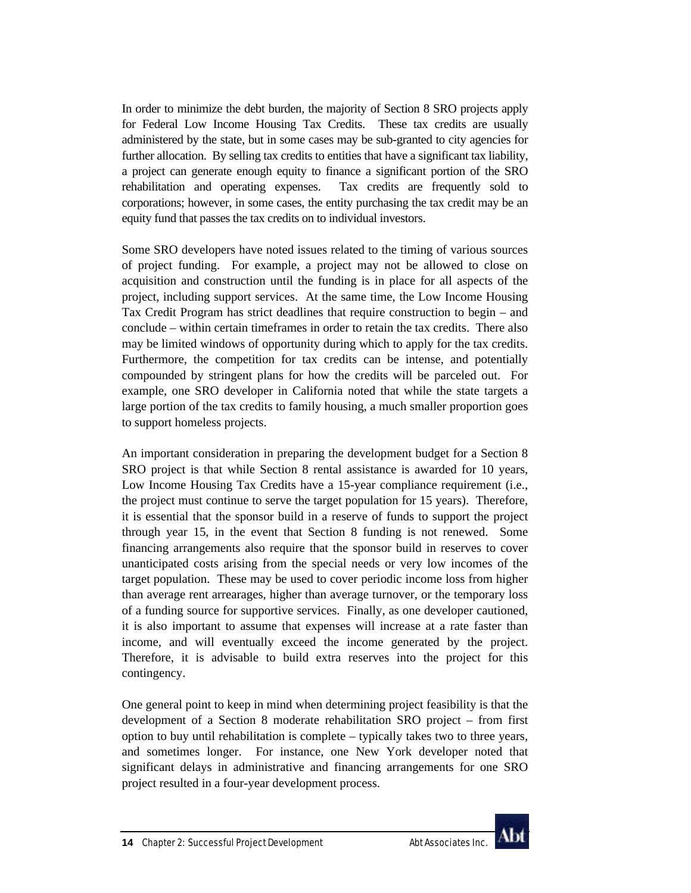In order to minimize the debt burden, the majority of Section 8 SRO projects apply for Federal Low Income Housing Tax Credits. These tax credits are usually administered by the state, but in some cases may be sub-granted to city agencies for further allocation. By selling tax credits to entities that have a significant tax liability, a project can generate enough equity to finance a significant portion of the SRO rehabilitation and operating expenses. Tax credits are frequently sold to corporations; however, in some cases, the entity purchasing the tax credit may be an equity fund that passes the tax credits on to individual investors.

Some SRO developers have noted issues related to the timing of various sources of project funding. For example, a project may not be allowed to close on acquisition and construction until the funding is in place for all aspects of the project, including support services. At the same time, the Low Income Housing Tax Credit Program has strict deadlines that require construction to begin – and conclude – within certain timeframes in order to retain the tax credits. There also may be limited windows of opportunity during which to apply for the tax credits. Furthermore, the competition for tax credits can be intense, and potentially compounded by stringent plans for how the credits will be parceled out. For example, one SRO developer in California noted that while the state targets a large portion of the tax credits to family housing, a much smaller proportion goes to support homeless projects.

An important consideration in preparing the development budget for a Section 8 SRO project is that while Section 8 rental assistance is awarded for 10 years, Low Income Housing Tax Credits have a 15-year compliance requirement (i.e., the project must continue to serve the target population for 15 years). Therefore, it is essential that the sponsor build in a reserve of funds to support the project through year 15, in the event that Section 8 funding is not renewed. Some financing arrangements also require that the sponsor build in reserves to cover unanticipated costs arising from the special needs or very low incomes of the target population. These may be used to cover periodic income loss from higher than average rent arrearages, higher than average turnover, or the temporary loss of a funding source for supportive services. Finally, as one developer cautioned, it is also important to assume that expenses will increase at a rate faster than income, and will eventually exceed the income generated by the project. Therefore, it is advisable to build extra reserves into the project for this contingency.

One general point to keep in mind when determining project feasibility is that the development of a Section 8 moderate rehabilitation SRO project – from first option to buy until rehabilitation is complete – typically takes two to three years, and sometimes longer. For instance, one New York developer noted that significant delays in administrative and financing arrangements for one SRO project resulted in a four-year development process.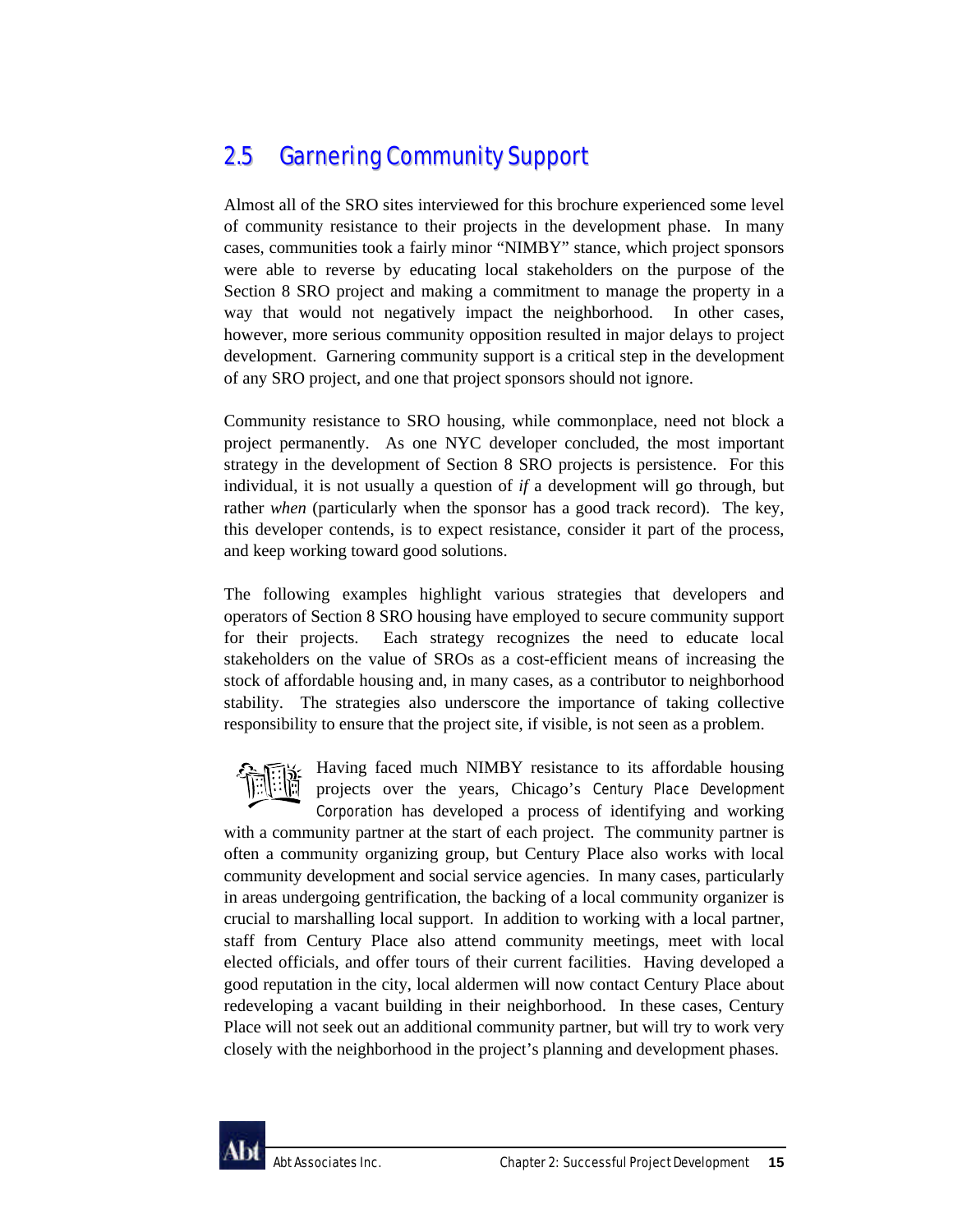## 2.5 Garnering Community Support

Almost all of the SRO sites interviewed for this brochure experienced some level of community resistance to their projects in the development phase. In many cases, communities took a fairly minor "NIMBY" stance, which project sponsors were able to reverse by educating local stakeholders on the purpose of the Section 8 SRO project and making a commitment to manage the property in a way that would not negatively impact the neighborhood. In other cases, however, more serious community opposition resulted in major delays to project development. Garnering community support is a critical step in the development of any SRO project, and one that project sponsors should not ignore.

Community resistance to SRO housing, while commonplace, need not block a project permanently. As one NYC developer concluded, the most important strategy in the development of Section 8 SRO projects is persistence. For this individual, it is not usually a question of *if* a development will go through, but rather *when* (particularly when the sponsor has a good track record). The key, this developer contends, is to expect resistance, consider it part of the process, and keep working toward good solutions.

The following examples highlight various strategies that developers and operators of Section 8 SRO housing have employed to secure community support for their projects. Each strategy recognizes the need to educate local stakeholders on the value of SROs as a cost-efficient means of increasing the stock of affordable housing and, in many cases, as a contributor to neighborhood stability. The strategies also underscore the importance of taking collective responsibility to ensure that the project site, if visible, is not seen as a problem.

Having faced much NIMBY resistance to its affordable housing projects over the years, Chicago's Century Place Development Corporation has developed a process of identifying and working with a community partner at the start of each project. The community partner is often a community organizing group, but Century Place also works with local community development and social service agencies. In many cases, particularly in areas undergoing gentrification, the backing of a local community organizer is crucial to marshalling local support. In addition to working with a local partner, staff from Century Place also attend community meetings, meet with local elected officials, and offer tours of their current facilities. Having developed a good reputation in the city, local aldermen will now contact Century Place about redeveloping a vacant building in their neighborhood. In these cases, Century Place will not seek out an additional community partner, but will try to work very closely with the neighborhood in the project's planning and development phases.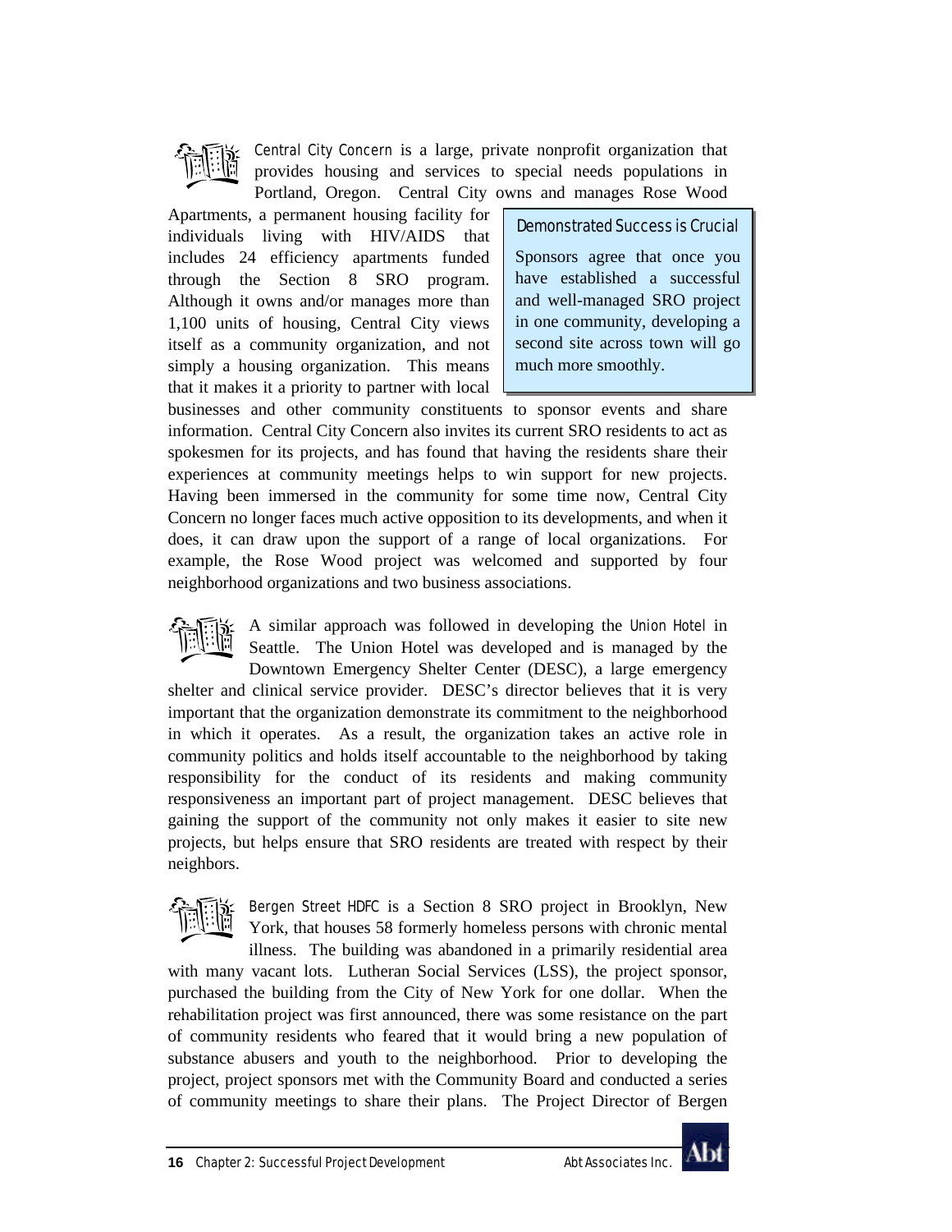*Central City Concern* is a large, private nonprofit organization that provides housing and services to special needs populations in Portland, Oregon. Central City owns and manages Rose Wood Apartments, a permanent housing facility for individuals living with HIV/AIDS that includes 24 efficiency apartments funded through the Section 8 SRO program. Although it owns and/or manages more than 1,100 units of housing, Central City views itself as a community organization, and not simply a housing organization. This means that it makes it a priority to partner with local businesses and other community constituents to sponsor events and share information. Central City Concern also invites its current SRO residents to act as spokesmen for its projects, and has found that having the residents share their experiences at community meetings helps to win support for new projects. Having been immersed in the community for some time now, Central City Concern no longer faces much active opposition to its developments, and when it does, it can draw upon the support of a range of local organizations. For example, the Rose Wood project was welcomed and supported by four neighborhood organizations and two business associations.

> **Demonstrated Success is Crucial**
>
> Sponsors agree that once you have established a successful and well-managed SRO project in one community, developing a second site across town will go much more smoothly.

A similar approach was followed in developing the *Union Hotel* in Seattle. The Union Hotel was developed and is managed by the Downtown Emergency Shelter Center (DESC), a large emergency shelter and clinical service provider. DESC's director believes that it is very important that the organization demonstrate its commitment to the neighborhood in which it operates. As a result, the organization takes an active role in community politics and holds itself accountable to the neighborhood by taking responsibility for the conduct of its residents and making community responsiveness an important part of project management. DESC believes that gaining the support of the community not only makes it easier to site new projects, but helps ensure that SRO residents are treated with respect by their neighbors.

*Bergen Street HDFC* is a Section 8 SRO project in Brooklyn, New York, that houses 58 formerly homeless persons with chronic mental illness. The building was abandoned in a primarily residential area with many vacant lots. Lutheran Social Services (LSS), the project sponsor, purchased the building from the City of New York for one dollar. When the rehabilitation project was first announced, there was some resistance on the part of community residents who feared that it would bring a new population of substance abusers and youth to the neighborhood. Prior to developing the project, project sponsors met with the Community Board and conducted a series of community meetings to share their plans. The Project Director of Bergen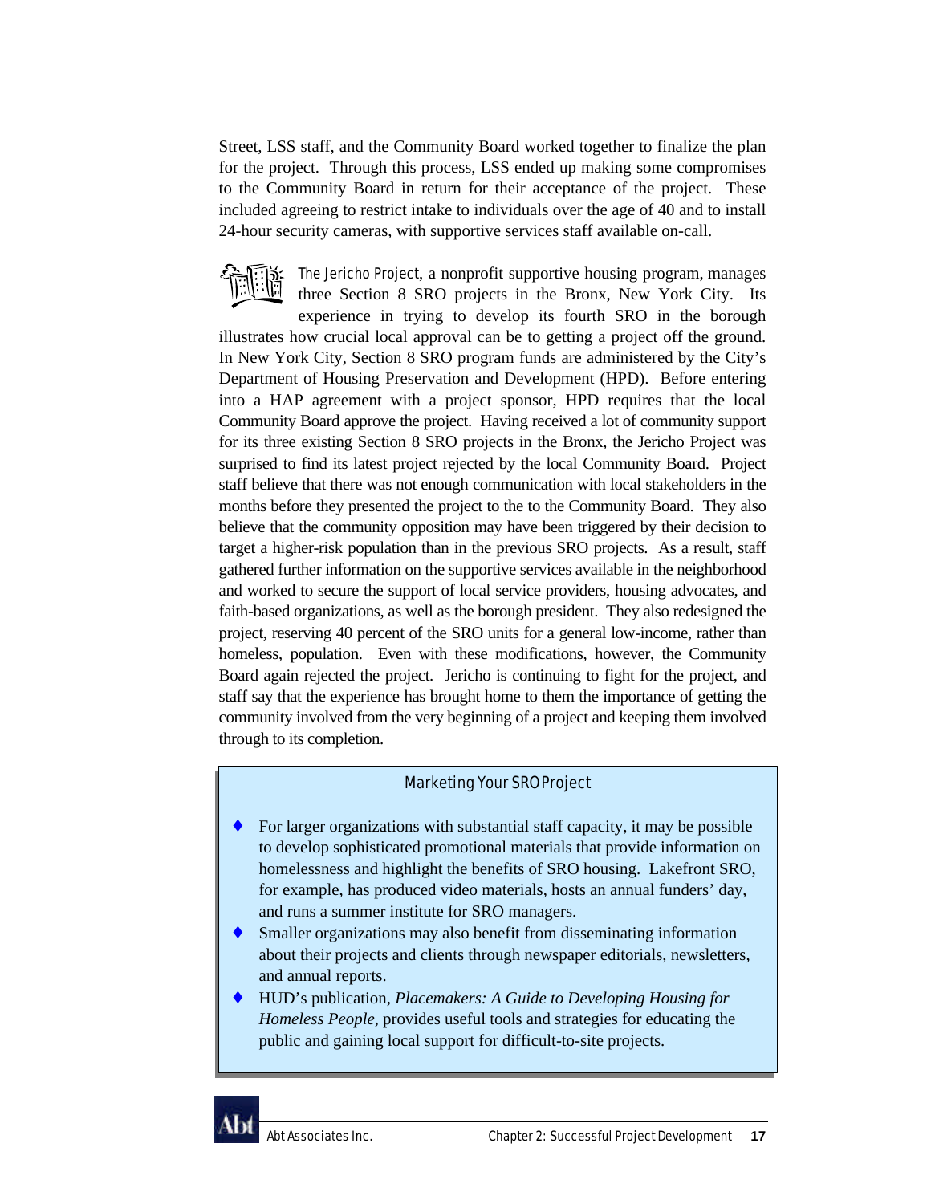Street, LSS staff, and the Community Board worked together to finalize the plan for the project. Through this process, LSS ended up making some compromises to the Community Board in return for their acceptance of the project. These included agreeing to restrict intake to individuals over the age of 40 and to install 24-hour security cameras, with supportive services staff available on-call.

*The Jericho Project*, a nonprofit supportive housing program, manages three Section 8 SRO projects in the Bronx, New York City. Its experience in trying to develop its fourth SRO in the borough illustrates how crucial local approval can be to getting a project off the ground. In New York City, Section 8 SRO program funds are administered by the City's Department of Housing Preservation and Development (HPD). Before entering into a HAP agreement with a project sponsor, HPD requires that the local Community Board approve the project. Having received a lot of community support for its three existing Section 8 SRO projects in the Bronx, the Jericho Project was surprised to find its latest project rejected by the local Community Board. Project staff believe that there was not enough communication with local stakeholders in the months before they presented the project to the to the Community Board. They also believe that the community opposition may have been triggered by their decision to target a higher-risk population than in the previous SRO projects. As a result, staff gathered further information on the supportive services available in the neighborhood and worked to secure the support of local service providers, housing advocates, and faith-based organizations, as well as the borough president. They also redesigned the project, reserving 40 percent of the SRO units for a general low-income, rather than homeless, population. Even with these modifications, however, the Community Board again rejected the project. Jericho is continuing to fight for the project, and staff say that the experience has brought home to them the importance of getting the community involved from the very beginning of a project and keeping them involved through to its completion.

### Marketing Your SRO Project

- For larger organizations with substantial staff capacity, it may be possible to develop sophisticated promotional materials that provide information on homelessness and highlight the benefits of SRO housing. Lakefront SRO, for example, has produced video materials, hosts an annual funders' day, and runs a summer institute for SRO managers.
- Smaller organizations may also benefit from disseminating information about their projects and clients through newspaper editorials, newsletters, and annual reports.
- HUD's publication, *Placemakers: A Guide to Developing Housing for Homeless People*, provides useful tools and strategies for educating the public and gaining local support for difficult-to-site projects.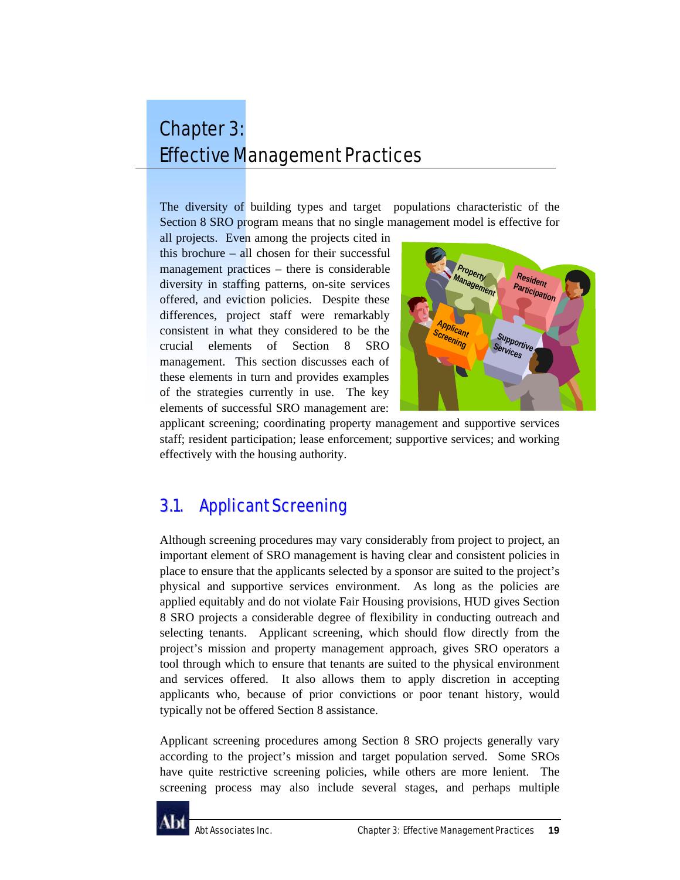# Chapter 3: Effective Management Practices

The diversity of building types and target populations characteristic of the Section 8 SRO program means that no single management model is effective for all projects. Even among the projects cited in this brochure – all chosen for their successful management practices – there is considerable diversity in staffing patterns, on-site services offered, and eviction policies. Despite these differences, project staff were remarkably consistent in what they considered to be the crucial elements of Section 8 SRO management. This section discusses each of these elements in turn and provides examples of the strategies currently in use. The key elements of successful SRO management are: applicant screening; coordinating property management and supportive services staff; resident participation; lease enforcement; supportive services; and working effectively with the housing authority.

## 3.1. Applicant Screening

Although screening procedures may vary considerably from project to project, an important element of SRO management is having clear and consistent policies in place to ensure that the applicants selected by a sponsor are suited to the project's physical and supportive services environment. As long as the policies are applied equitably and do not violate Fair Housing provisions, HUD gives Section 8 SRO projects a considerable degree of flexibility in conducting outreach and selecting tenants. Applicant screening, which should flow directly from the project's mission and property management approach, gives SRO operators a tool through which to ensure that tenants are suited to the physical environment and services offered. It also allows them to apply discretion in accepting applicants who, because of prior convictions or poor tenant history, would typically not be offered Section 8 assistance.

Applicant screening procedures among Section 8 SRO projects generally vary according to the project's mission and target population served. Some SROs have quite restrictive screening policies, while others are more lenient. The screening process may also include several stages, and perhaps multiple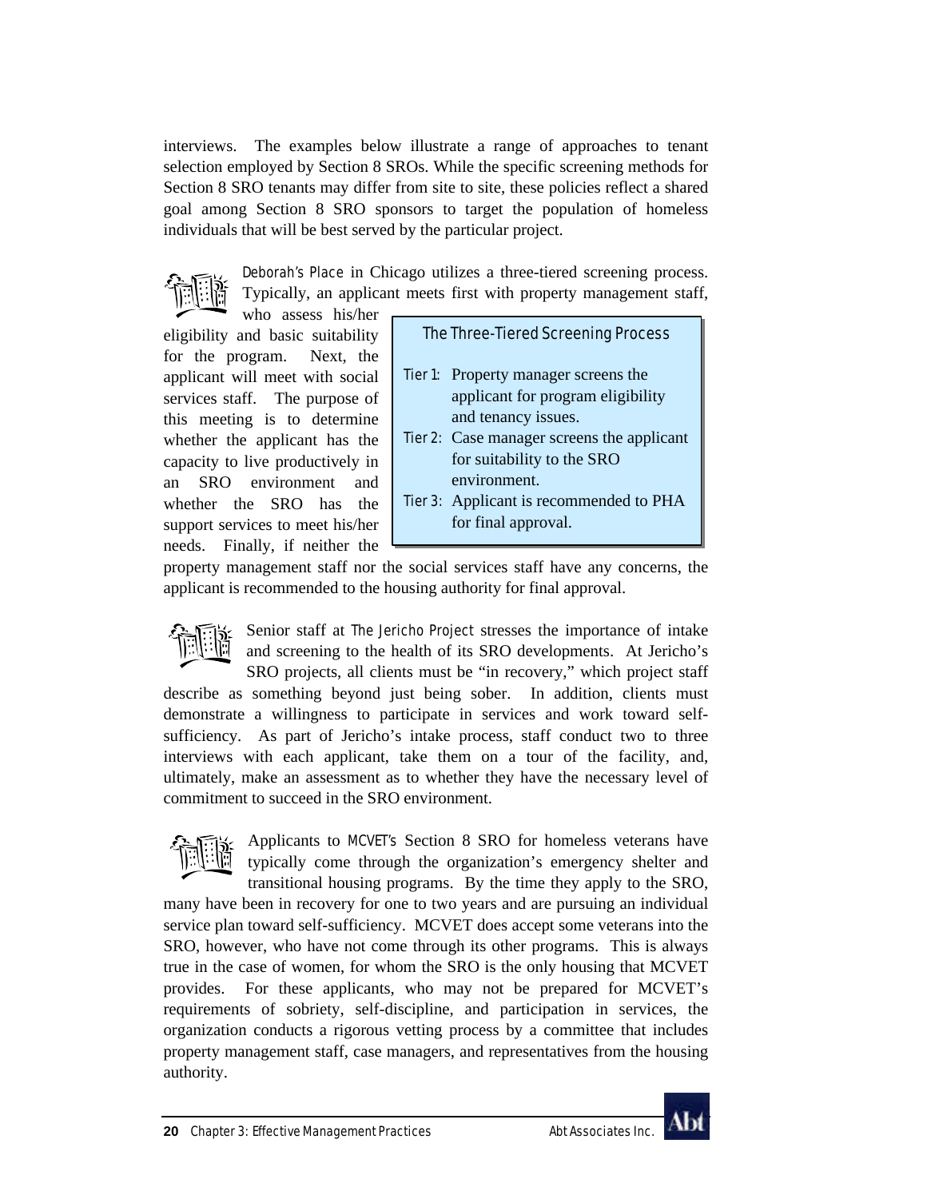interviews. The examples below illustrate a range of approaches to tenant selection employed by Section 8 SROs. While the specific screening methods for Section 8 SRO tenants may differ from site to site, these policies reflect a shared goal among Section 8 SRO sponsors to target the population of homeless individuals that will be best served by the particular project.

*Deborah's Place* in Chicago utilizes a three-tiered screening process. Typically, an applicant meets first with property management staff, who assess his/her eligibility and basic suitability for the program. Next, the applicant will meet with social services staff. The purpose of this meeting is to determine whether the applicant has the capacity to live productively in an SRO environment and whether the SRO has the support services to meet his/her needs. Finally, if neither the property management staff nor the social services staff have any concerns, the applicant is recommended to the housing authority for final approval.

> **The Three-Tiered Screening Process**
>
> Tier 1: Property manager screens the applicant for program eligibility and tenancy issues.
>
> Tier 2: Case manager screens the applicant for suitability to the SRO environment.
>
> Tier 3: Applicant is recommended to PHA for final approval.

Senior staff at *The Jericho Project* stresses the importance of intake and screening to the health of its SRO developments. At Jericho's SRO projects, all clients must be "in recovery," which project staff describe as something beyond just being sober. In addition, clients must demonstrate a willingness to participate in services and work toward self-sufficiency. As part of Jericho's intake process, staff conduct two to three interviews with each applicant, take them on a tour of the facility, and, ultimately, make an assessment as to whether they have the necessary level of commitment to succeed in the SRO environment.

Applicants to *MCVET's* Section 8 SRO for homeless veterans have typically come through the organization's emergency shelter and transitional housing programs. By the time they apply to the SRO, many have been in recovery for one to two years and are pursuing an individual service plan toward self-sufficiency. MCVET does accept some veterans into the SRO, however, who have not come through its other programs. This is always true in the case of women, for whom the SRO is the only housing that MCVET provides. For these applicants, who may not be prepared for MCVET's requirements of sobriety, self-discipline, and participation in services, the organization conducts a rigorous vetting process by a committee that includes property management staff, case managers, and representatives from the housing authority.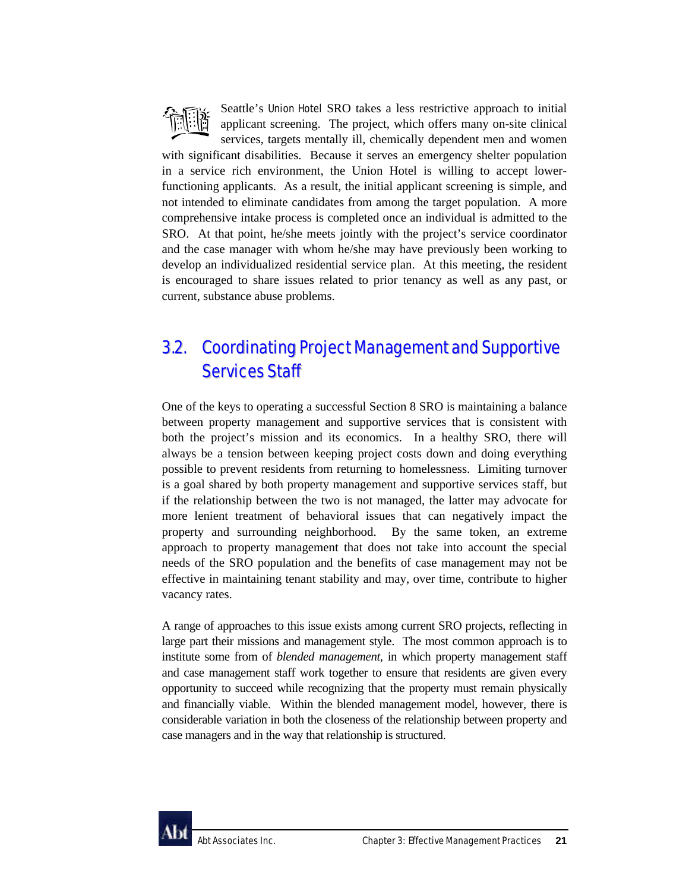Seattle's *Union Hotel* SRO takes a less restrictive approach to initial applicant screening. The project, which offers many on-site clinical services, targets mentally ill, chemically dependent men and women with significant disabilities. Because it serves an emergency shelter population in a service rich environment, the Union Hotel is willing to accept lower-functioning applicants. As a result, the initial applicant screening is simple, and not intended to eliminate candidates from among the target population. A more comprehensive intake process is completed once an individual is admitted to the SRO. At that point, he/she meets jointly with the project's service coordinator and the case manager with whom he/she may have previously been working to develop an individualized residential service plan. At this meeting, the resident is encouraged to share issues related to prior tenancy as well as any past, or current, substance abuse problems.

## 3.2. Coordinating Project Management and Supportive Services Staff

One of the keys to operating a successful Section 8 SRO is maintaining a balance between property management and supportive services that is consistent with both the project's mission and its economics. In a healthy SRO, there will always be a tension between keeping project costs down and doing everything possible to prevent residents from returning to homelessness. Limiting turnover is a goal shared by both property management and supportive services staff, but if the relationship between the two is not managed, the latter may advocate for more lenient treatment of behavioral issues that can negatively impact the property and surrounding neighborhood. By the same token, an extreme approach to property management that does not take into account the special needs of the SRO population and the benefits of case management may not be effective in maintaining tenant stability and may, over time, contribute to higher vacancy rates.

A range of approaches to this issue exists among current SRO projects, reflecting in large part their missions and management style. The most common approach is to institute some from of *blended management*, in which property management staff and case management staff work together to ensure that residents are given every opportunity to succeed while recognizing that the property must remain physically and financially viable. Within the blended management model, however, there is considerable variation in both the closeness of the relationship between property and case managers and in the way that relationship is structured.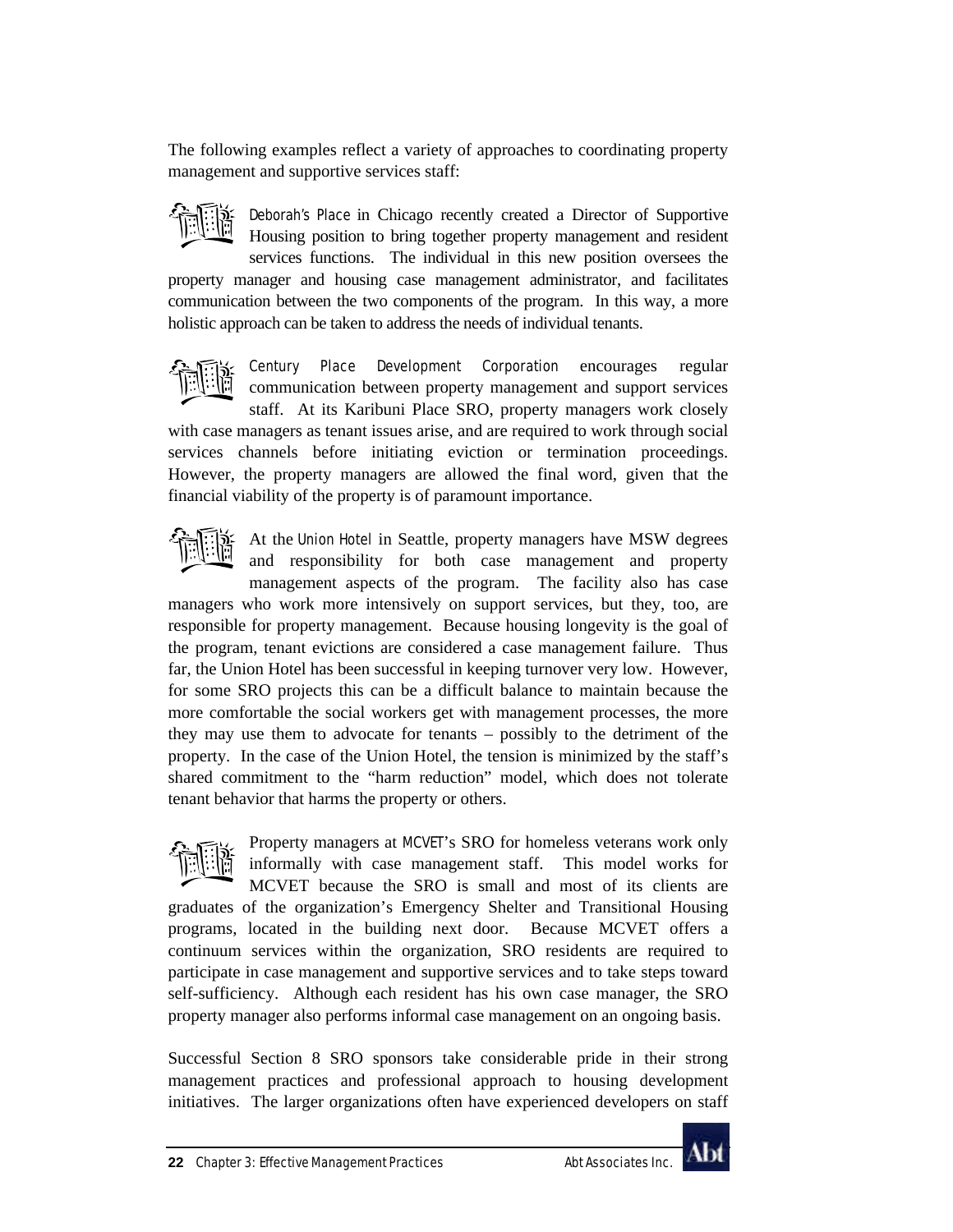The following examples reflect a variety of approaches to coordinating property management and supportive services staff:

*Deborah's Place* in Chicago recently created a Director of Supportive Housing position to bring together property management and resident services functions. The individual in this new position oversees the property manager and housing case management administrator, and facilitates communication between the two components of the program. In this way, a more holistic approach can be taken to address the needs of individual tenants.

*Century Place Development Corporation* encourages regular communication between property management and support services staff. At its Karibuni Place SRO, property managers work closely with case managers as tenant issues arise, and are required to work through social services channels before initiating eviction or termination proceedings. However, the property managers are allowed the final word, given that the financial viability of the property is of paramount importance.

At the *Union Hotel* in Seattle, property managers have MSW degrees and responsibility for both case management and property management aspects of the program. The facility also has case managers who work more intensively on support services, but they, too, are responsible for property management. Because housing longevity is the goal of the program, tenant evictions are considered a case management failure. Thus far, the Union Hotel has been successful in keeping turnover very low. However, for some SRO projects this can be a difficult balance to maintain because the more comfortable the social workers get with management processes, the more they may use them to advocate for tenants – possibly to the detriment of the property. In the case of the Union Hotel, the tension is minimized by the staff's shared commitment to the "harm reduction" model, which does not tolerate tenant behavior that harms the property or others.

Property managers at *MCVET*'s SRO for homeless veterans work only informally with case management staff. This model works for MCVET because the SRO is small and most of its clients are graduates of the organization's Emergency Shelter and Transitional Housing programs, located in the building next door. Because MCVET offers a continuum services within the organization, SRO residents are required to participate in case management and supportive services and to take steps toward self-sufficiency. Although each resident has his own case manager, the SRO property manager also performs informal case management on an ongoing basis.

Successful Section 8 SRO sponsors take considerable pride in their strong management practices and professional approach to housing development initiatives. The larger organizations often have experienced developers on staff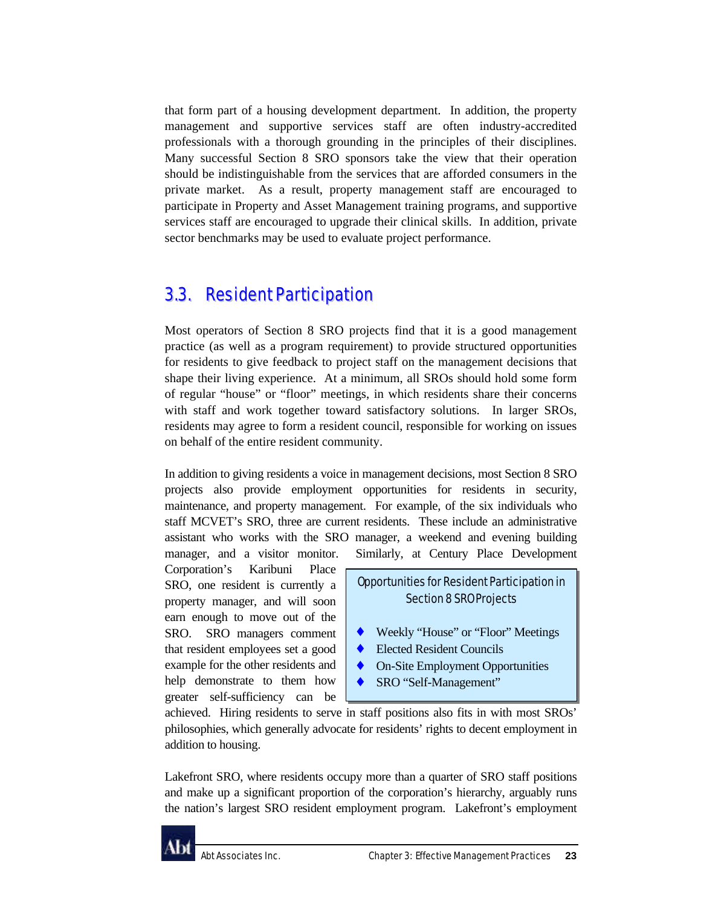that form part of a housing development department. In addition, the property management and supportive services staff are often industry-accredited professionals with a thorough grounding in the principles of their disciplines. Many successful Section 8 SRO sponsors take the view that their operation should be indistinguishable from the services that are afforded consumers in the private market. As a result, property management staff are encouraged to participate in Property and Asset Management training programs, and supportive services staff are encouraged to upgrade their clinical skills. In addition, private sector benchmarks may be used to evaluate project performance.

## 3.3. Resident Participation

Most operators of Section 8 SRO projects find that it is a good management practice (as well as a program requirement) to provide structured opportunities for residents to give feedback to project staff on the management decisions that shape their living experience. At a minimum, all SROs should hold some form of regular "house" or "floor" meetings, in which residents share their concerns with staff and work together toward satisfactory solutions. In larger SROs, residents may agree to form a resident council, responsible for working on issues on behalf of the entire resident community.

In addition to giving residents a voice in management decisions, most Section 8 SRO projects also provide employment opportunities for residents in security, maintenance, and property management. For example, of the six individuals who staff MCVET's SRO, three are current residents. These include an administrative assistant who works with the SRO manager, a weekend and evening building manager, and a visitor monitor. Similarly, at Century Place Development Corporation's Karibuni Place SRO, one resident is currently a property manager, and will soon earn enough to move out of the SRO. SRO managers comment that resident employees set a good example for the other residents and help demonstrate to them how greater self-sufficiency can be achieved. Hiring residents to serve in staff positions also fits in with most SROs' philosophies, which generally advocate for residents' rights to decent employment in addition to housing.

> **Opportunities for Resident Participation in Section 8 SRO Projects**
>
> - Weekly "House" or "Floor" Meetings
> - Elected Resident Councils
> - On-Site Employment Opportunities
> - SRO "Self-Management"

Lakefront SRO, where residents occupy more than a quarter of SRO staff positions and make up a significant proportion of the corporation's hierarchy, arguably runs the nation's largest SRO resident employment program. Lakefront's employment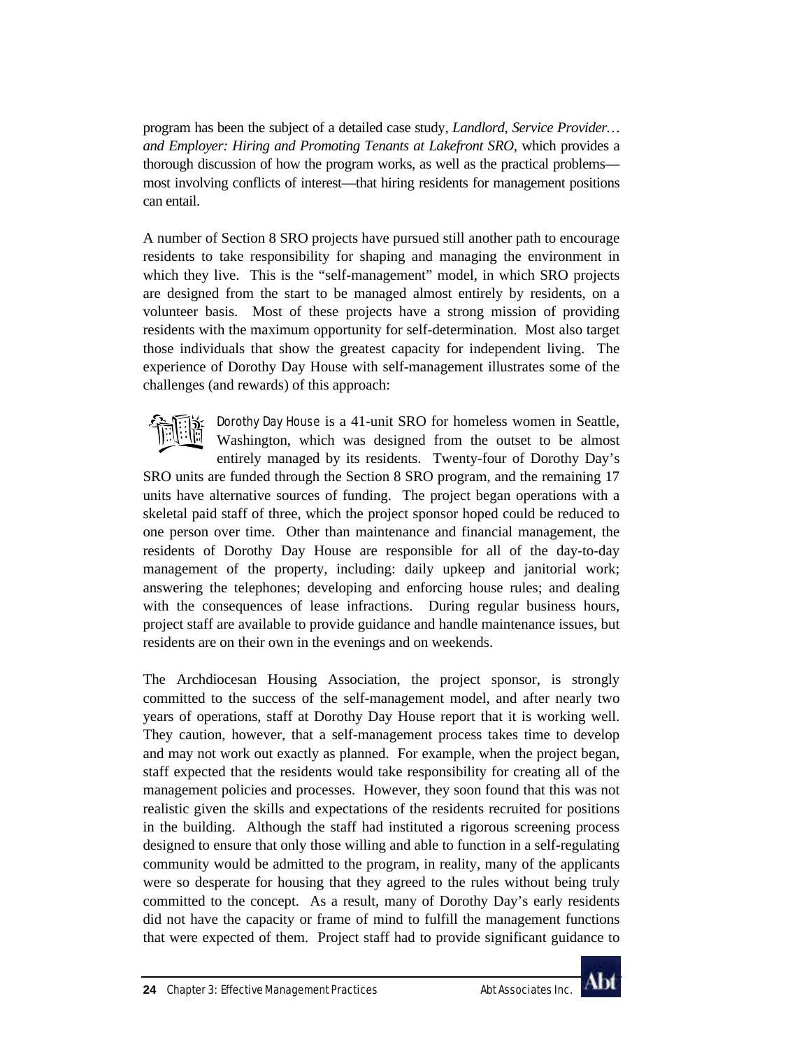program has been the subject of a detailed case study, *Landlord, Service Provider… and Employer: Hiring and Promoting Tenants at Lakefront SRO*, which provides a thorough discussion of how the program works, as well as the practical problems—most involving conflicts of interest—that hiring residents for management positions can entail.

A number of Section 8 SRO projects have pursued still another path to encourage residents to take responsibility for shaping and managing the environment in which they live. This is the "self-management" model, in which SRO projects are designed from the start to be managed almost entirely by residents, on a volunteer basis. Most of these projects have a strong mission of providing residents with the maximum opportunity for self-determination. Most also target those individuals that show the greatest capacity for independent living. The experience of Dorothy Day House with self-management illustrates some of the challenges (and rewards) of this approach:

*Dorothy Day House* is a 41-unit SRO for homeless women in Seattle, Washington, which was designed from the outset to be almost entirely managed by its residents. Twenty-four of Dorothy Day's SRO units are funded through the Section 8 SRO program, and the remaining 17 units have alternative sources of funding. The project began operations with a skeletal paid staff of three, which the project sponsor hoped could be reduced to one person over time. Other than maintenance and financial management, the residents of Dorothy Day House are responsible for all of the day-to-day management of the property, including: daily upkeep and janitorial work; answering the telephones; developing and enforcing house rules; and dealing with the consequences of lease infractions. During regular business hours, project staff are available to provide guidance and handle maintenance issues, but residents are on their own in the evenings and on weekends.

The Archdiocesan Housing Association, the project sponsor, is strongly committed to the success of the self-management model, and after nearly two years of operations, staff at Dorothy Day House report that it is working well. They caution, however, that a self-management process takes time to develop and may not work out exactly as planned. For example, when the project began, staff expected that the residents would take responsibility for creating all of the management policies and processes. However, they soon found that this was not realistic given the skills and expectations of the residents recruited for positions in the building. Although the staff had instituted a rigorous screening process designed to ensure that only those willing and able to function in a self-regulating community would be admitted to the program, in reality, many of the applicants were so desperate for housing that they agreed to the rules without being truly committed to the concept. As a result, many of Dorothy Day's early residents did not have the capacity or frame of mind to fulfill the management functions that were expected of them. Project staff had to provide significant guidance to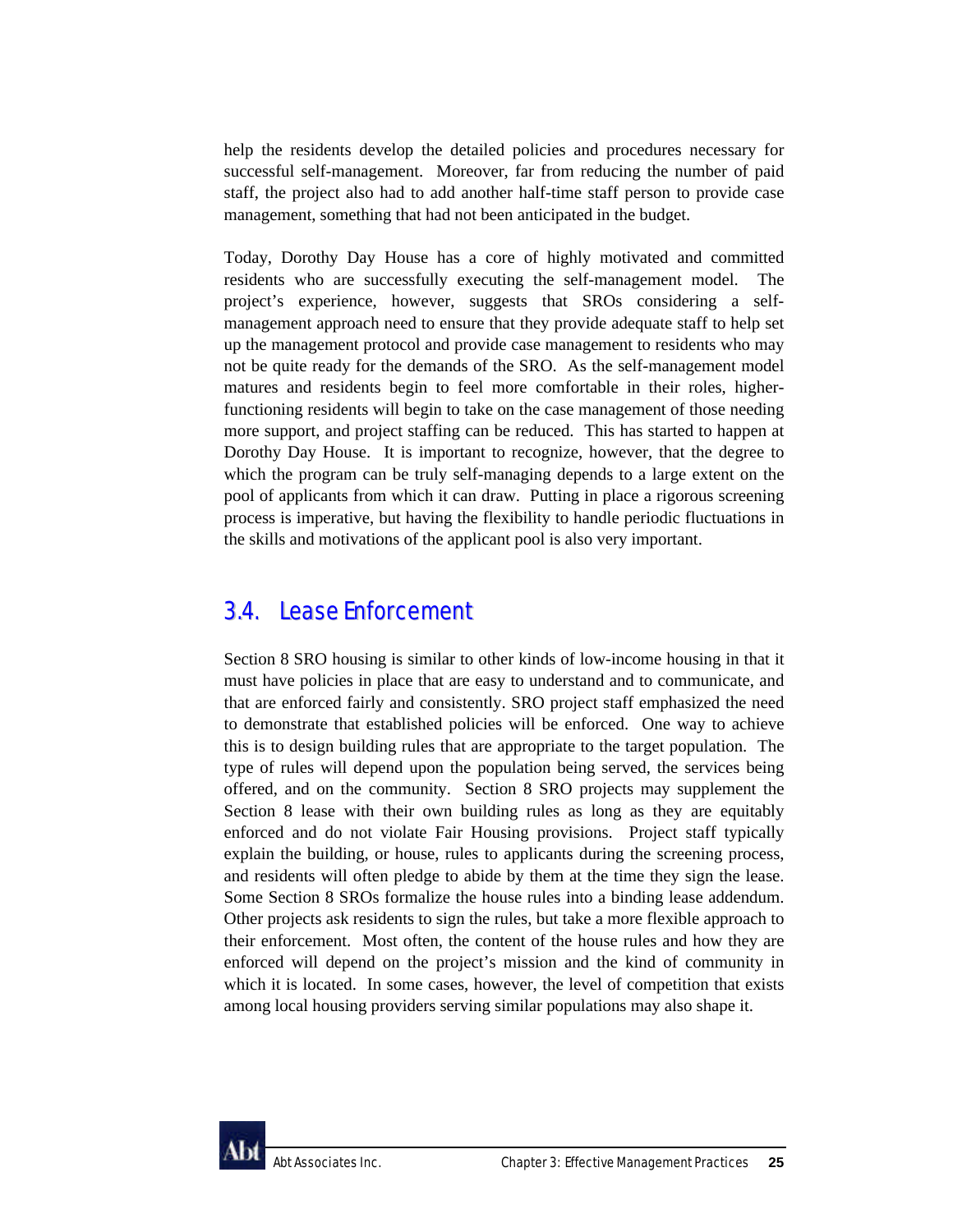help the residents develop the detailed policies and procedures necessary for successful self-management. Moreover, far from reducing the number of paid staff, the project also had to add another half-time staff person to provide case management, something that had not been anticipated in the budget.

Today, Dorothy Day House has a core of highly motivated and committed residents who are successfully executing the self-management model. The project's experience, however, suggests that SROs considering a self-management approach need to ensure that they provide adequate staff to help set up the management protocol and provide case management to residents who may not be quite ready for the demands of the SRO. As the self-management model matures and residents begin to feel more comfortable in their roles, higher-functioning residents will begin to take on the case management of those needing more support, and project staffing can be reduced. This has started to happen at Dorothy Day House. It is important to recognize, however, that the degree to which the program can be truly self-managing depends to a large extent on the pool of applicants from which it can draw. Putting in place a rigorous screening process is imperative, but having the flexibility to handle periodic fluctuations in the skills and motivations of the applicant pool is also very important.

## 3.4. Lease Enforcement

Section 8 SRO housing is similar to other kinds of low-income housing in that it must have policies in place that are easy to understand and to communicate, and that are enforced fairly and consistently. SRO project staff emphasized the need to demonstrate that established policies will be enforced. One way to achieve this is to design building rules that are appropriate to the target population. The type of rules will depend upon the population being served, the services being offered, and on the community. Section 8 SRO projects may supplement the Section 8 lease with their own building rules as long as they are equitably enforced and do not violate Fair Housing provisions. Project staff typically explain the building, or house, rules to applicants during the screening process, and residents will often pledge to abide by them at the time they sign the lease. Some Section 8 SROs formalize the house rules into a binding lease addendum. Other projects ask residents to sign the rules, but take a more flexible approach to their enforcement. Most often, the content of the house rules and how they are enforced will depend on the project's mission and the kind of community in which it is located. In some cases, however, the level of competition that exists among local housing providers serving similar populations may also shape it.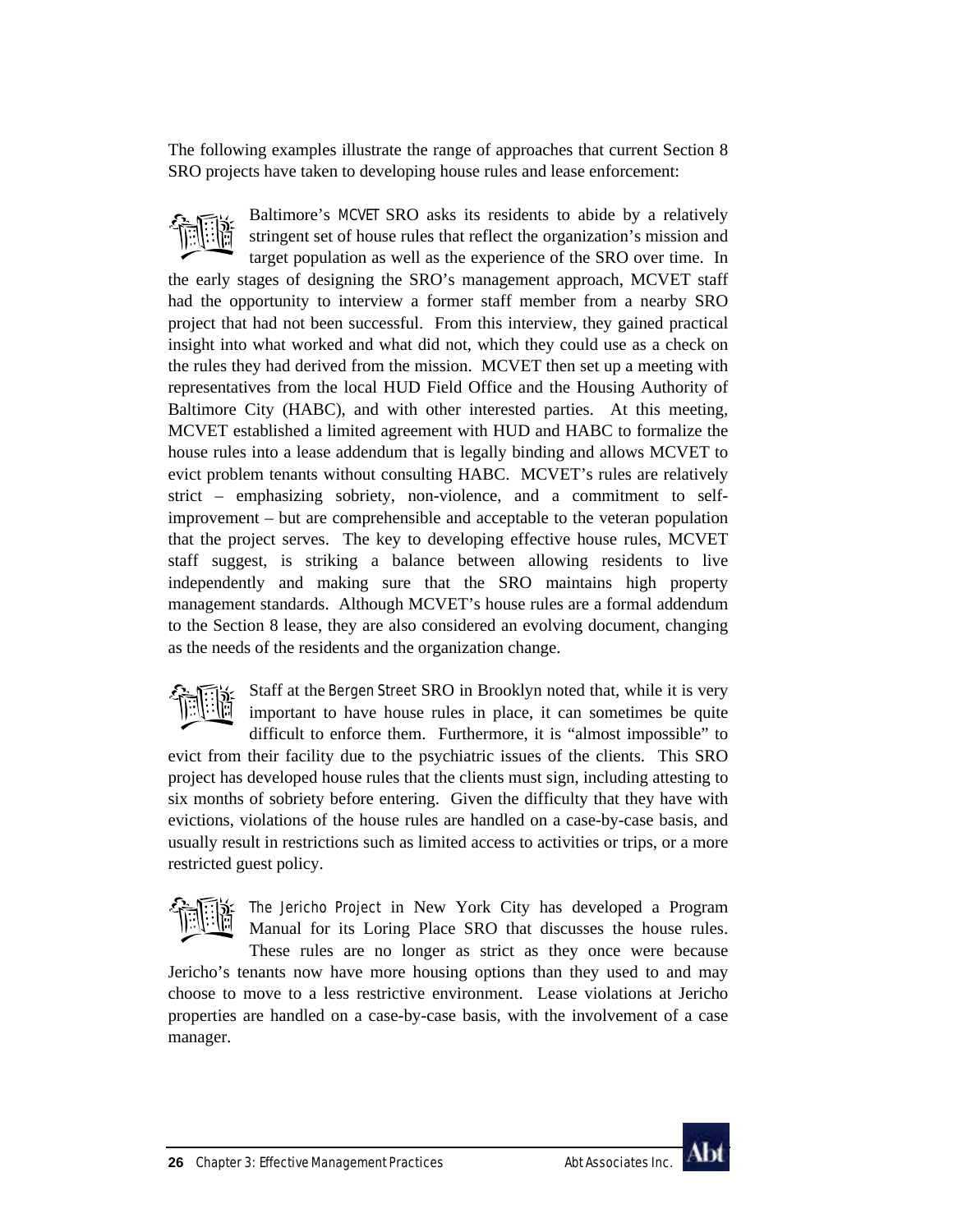The following examples illustrate the range of approaches that current Section 8 SRO projects have taken to developing house rules and lease enforcement:

Baltimore's *MCVET* SRO asks its residents to abide by a relatively stringent set of house rules that reflect the organization's mission and target population as well as the experience of the SRO over time. In the early stages of designing the SRO's management approach, MCVET staff had the opportunity to interview a former staff member from a nearby SRO project that had not been successful. From this interview, they gained practical insight into what worked and what did not, which they could use as a check on the rules they had derived from the mission. MCVET then set up a meeting with representatives from the local HUD Field Office and the Housing Authority of Baltimore City (HABC), and with other interested parties. At this meeting, MCVET established a limited agreement with HUD and HABC to formalize the house rules into a lease addendum that is legally binding and allows MCVET to evict problem tenants without consulting HABC. MCVET's rules are relatively strict – emphasizing sobriety, non-violence, and a commitment to self-improvement – but are comprehensible and acceptable to the veteran population that the project serves. The key to developing effective house rules, MCVET staff suggest, is striking a balance between allowing residents to live independently and making sure that the SRO maintains high property management standards. Although MCVET's house rules are a formal addendum to the Section 8 lease, they are also considered an evolving document, changing as the needs of the residents and the organization change.

Staff at the *Bergen Street* SRO in Brooklyn noted that, while it is very important to have house rules in place, it can sometimes be quite difficult to enforce them. Furthermore, it is "almost impossible" to evict from their facility due to the psychiatric issues of the clients. This SRO project has developed house rules that the clients must sign, including attesting to six months of sobriety before entering. Given the difficulty that they have with evictions, violations of the house rules are handled on a case-by-case basis, and usually result in restrictions such as limited access to activities or trips, or a more restricted guest policy.

*The Jericho Project* in New York City has developed a Program Manual for its Loring Place SRO that discusses the house rules. These rules are no longer as strict as they once were because Jericho's tenants now have more housing options than they used to and may choose to move to a less restrictive environment. Lease violations at Jericho properties are handled on a case-by-case basis, with the involvement of a case manager.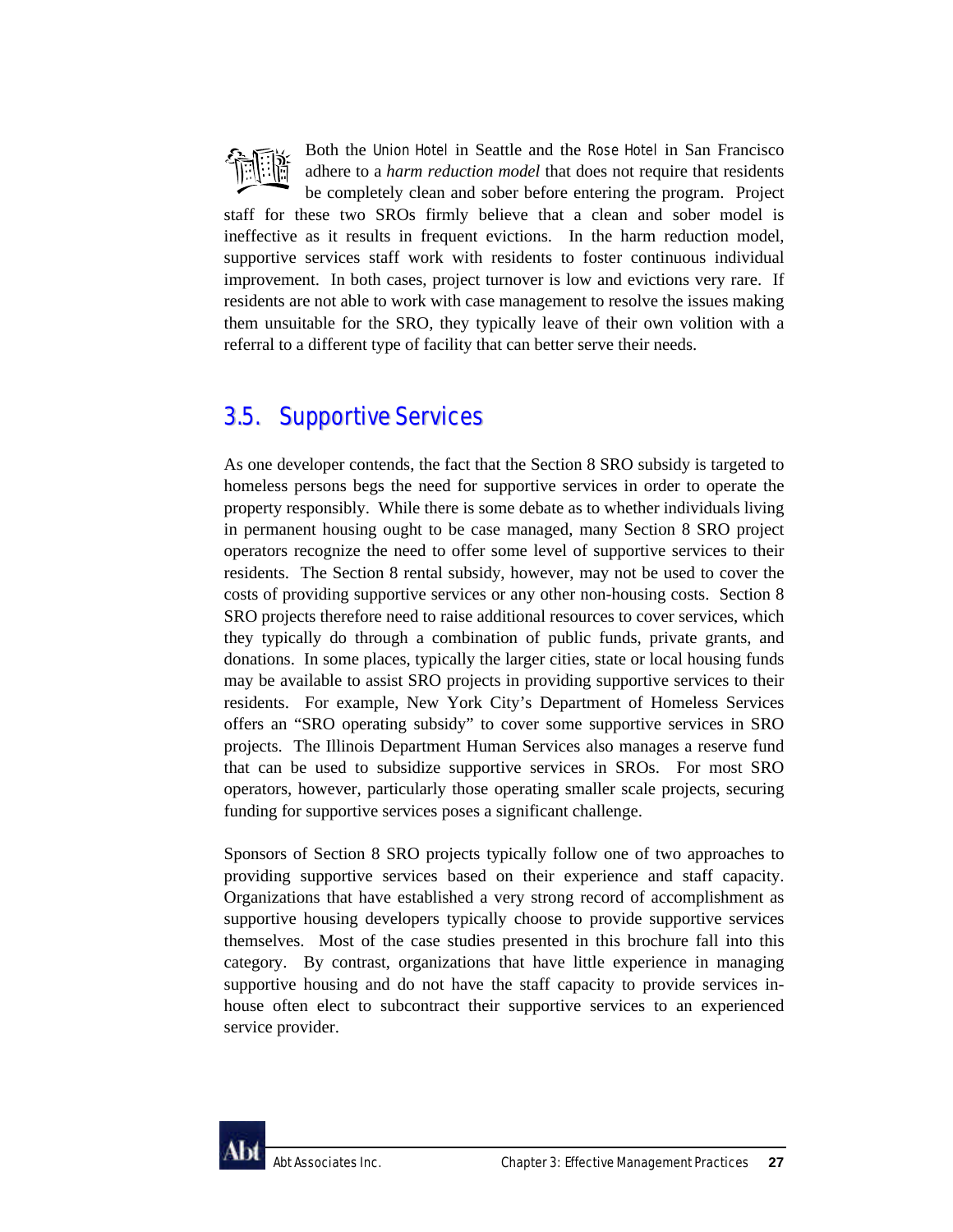Both the Union Hotel in Seattle and the Rose Hotel in San Francisco adhere to a *harm reduction model* that does not require that residents be completely clean and sober before entering the program. Project staff for these two SROs firmly believe that a clean and sober model is ineffective as it results in frequent evictions. In the harm reduction model, supportive services staff work with residents to foster continuous individual improvement. In both cases, project turnover is low and evictions very rare. If residents are not able to work with case management to resolve the issues making them unsuitable for the SRO, they typically leave of their own volition with a referral to a different type of facility that can better serve their needs.

## 3.5. Supportive Services

As one developer contends, the fact that the Section 8 SRO subsidy is targeted to homeless persons begs the need for supportive services in order to operate the property responsibly. While there is some debate as to whether individuals living in permanent housing ought to be case managed, many Section 8 SRO project operators recognize the need to offer some level of supportive services to their residents. The Section 8 rental subsidy, however, may not be used to cover the costs of providing supportive services or any other non-housing costs. Section 8 SRO projects therefore need to raise additional resources to cover services, which they typically do through a combination of public funds, private grants, and donations. In some places, typically the larger cities, state or local housing funds may be available to assist SRO projects in providing supportive services to their residents. For example, New York City's Department of Homeless Services offers an "SRO operating subsidy" to cover some supportive services in SRO projects. The Illinois Department Human Services also manages a reserve fund that can be used to subsidize supportive services in SROs. For most SRO operators, however, particularly those operating smaller scale projects, securing funding for supportive services poses a significant challenge.

Sponsors of Section 8 SRO projects typically follow one of two approaches to providing supportive services based on their experience and staff capacity. Organizations that have established a very strong record of accomplishment as supportive housing developers typically choose to provide supportive services themselves. Most of the case studies presented in this brochure fall into this category. By contrast, organizations that have little experience in managing supportive housing and do not have the staff capacity to provide services in-house often elect to subcontract their supportive services to an experienced service provider.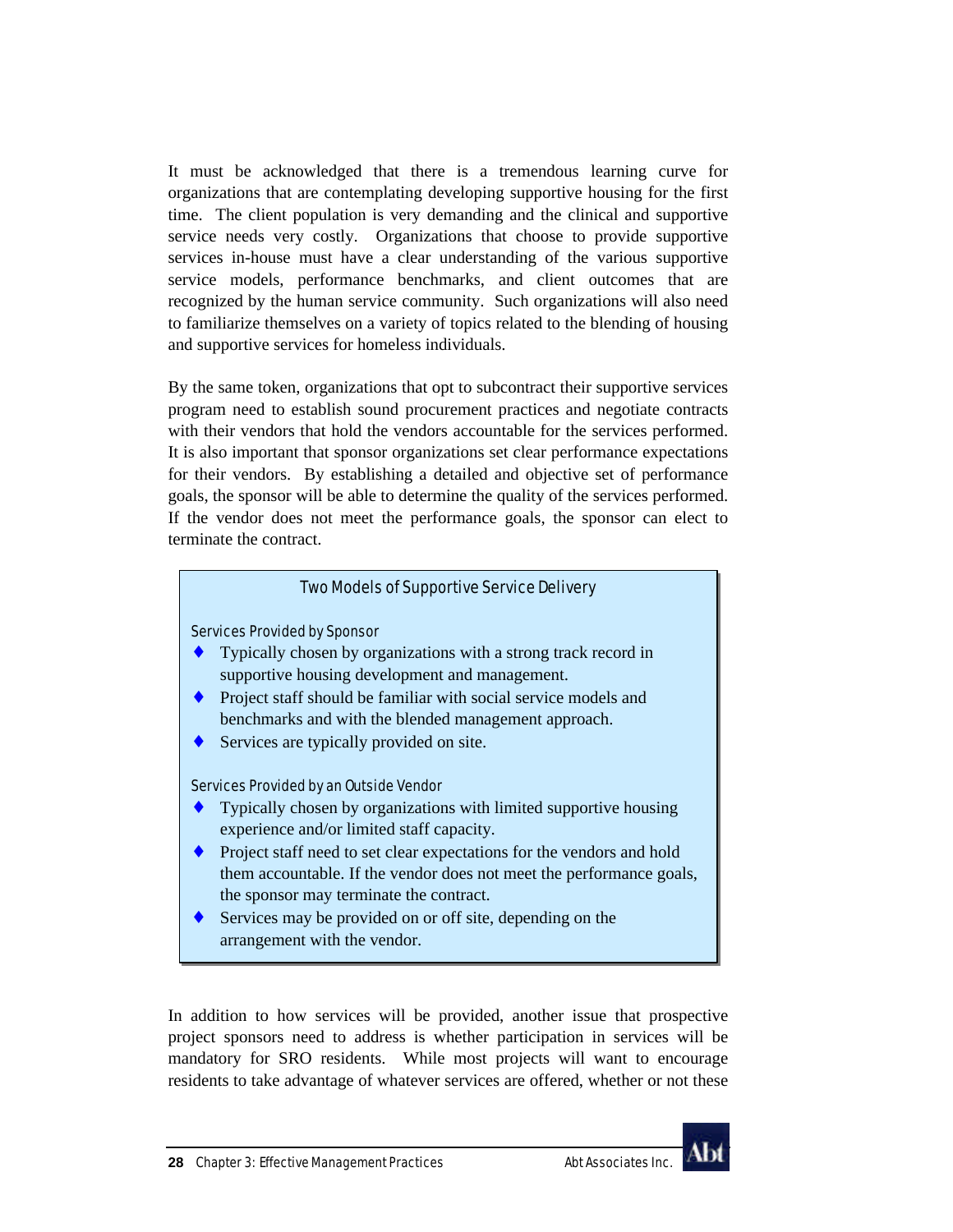It must be acknowledged that there is a tremendous learning curve for organizations that are contemplating developing supportive housing for the first time. The client population is very demanding and the clinical and supportive service needs very costly. Organizations that choose to provide supportive services in-house must have a clear understanding of the various supportive service models, performance benchmarks, and client outcomes that are recognized by the human service community. Such organizations will also need to familiarize themselves on a variety of topics related to the blending of housing and supportive services for homeless individuals.

By the same token, organizations that opt to subcontract their supportive services program need to establish sound procurement practices and negotiate contracts with their vendors that hold the vendors accountable for the services performed. It is also important that sponsor organizations set clear performance expectations for their vendors. By establishing a detailed and objective set of performance goals, the sponsor will be able to determine the quality of the services performed. If the vendor does not meet the performance goals, the sponsor can elect to terminate the contract.

> **Two Models of Supportive Service Delivery**
>
> Services Provided by Sponsor
>
> - Typically chosen by organizations with a strong track record in supportive housing development and management.
> - Project staff should be familiar with social service models and benchmarks and with the blended management approach.
> - Services are typically provided on site.
>
> Services Provided by an Outside Vendor
>
> - Typically chosen by organizations with limited supportive housing experience and/or limited staff capacity.
> - Project staff need to set clear expectations for the vendors and hold them accountable. If the vendor does not meet the performance goals, the sponsor may terminate the contract.
> - Services may be provided on or off site, depending on the arrangement with the vendor.

In addition to how services will be provided, another issue that prospective project sponsors need to address is whether participation in services will be mandatory for SRO residents. While most projects will want to encourage residents to take advantage of whatever services are offered, whether or not these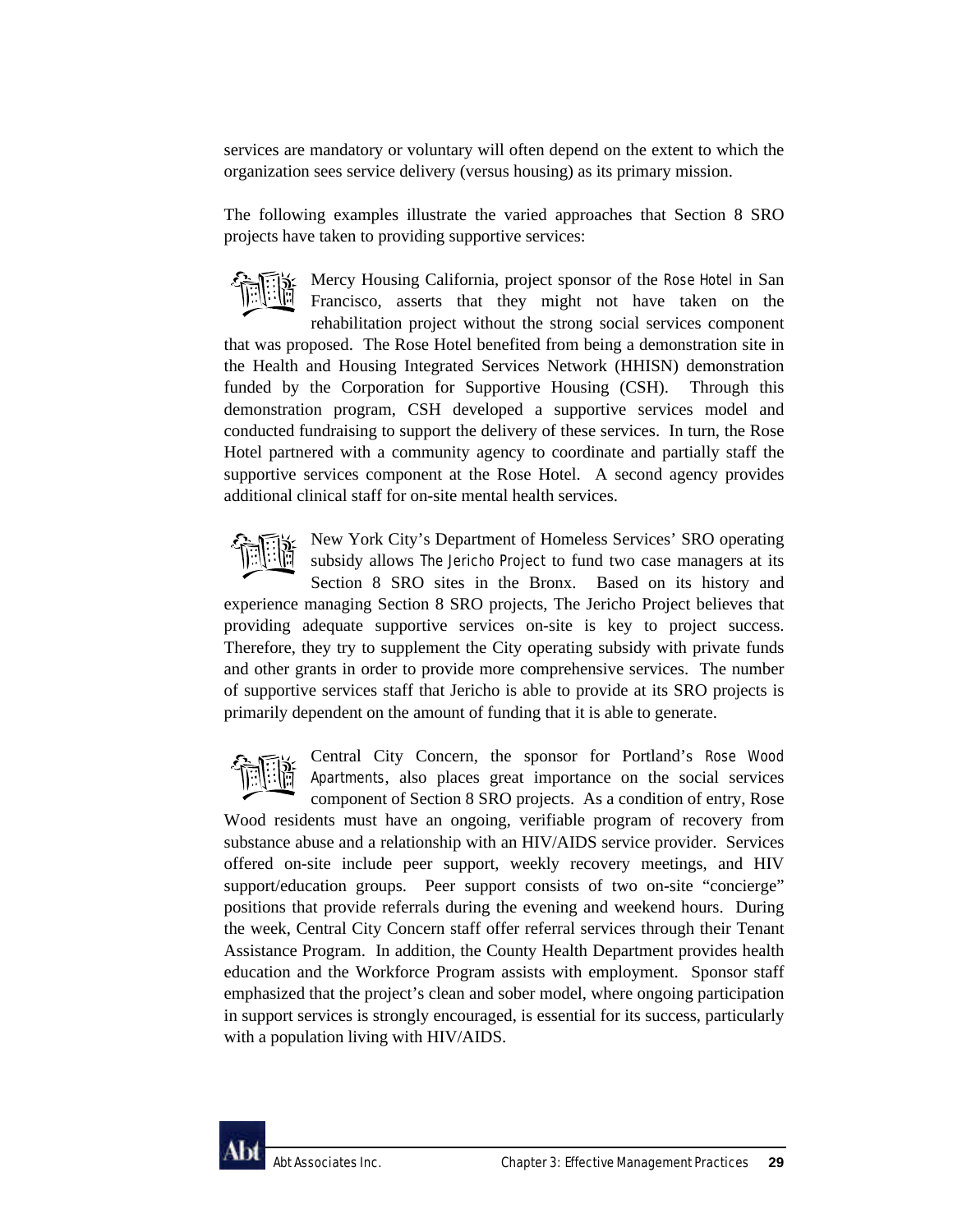services are mandatory or voluntary will often depend on the extent to which the organization sees service delivery (versus housing) as its primary mission.

The following examples illustrate the varied approaches that Section 8 SRO projects have taken to providing supportive services:

Mercy Housing California, project sponsor of the *Rose Hotel* in San Francisco, asserts that they might not have taken on the rehabilitation project without the strong social services component that was proposed. The Rose Hotel benefited from being a demonstration site in the Health and Housing Integrated Services Network (HHISN) demonstration funded by the Corporation for Supportive Housing (CSH). Through this demonstration program, CSH developed a supportive services model and conducted fundraising to support the delivery of these services. In turn, the Rose Hotel partnered with a community agency to coordinate and partially staff the supportive services component at the Rose Hotel. A second agency provides additional clinical staff for on-site mental health services.

New York City's Department of Homeless Services' SRO operating subsidy allows *The Jericho Project* to fund two case managers at its Section 8 SRO sites in the Bronx. Based on its history and experience managing Section 8 SRO projects, The Jericho Project believes that providing adequate supportive services on-site is key to project success. Therefore, they try to supplement the City operating subsidy with private funds and other grants in order to provide more comprehensive services. The number of supportive services staff that Jericho is able to provide at its SRO projects is primarily dependent on the amount of funding that it is able to generate.

Central City Concern, the sponsor for Portland's *Rose Wood Apartments*, also places great importance on the social services component of Section 8 SRO projects. As a condition of entry, Rose Wood residents must have an ongoing, verifiable program of recovery from substance abuse and a relationship with an HIV/AIDS service provider. Services offered on-site include peer support, weekly recovery meetings, and HIV support/education groups. Peer support consists of two on-site "concierge" positions that provide referrals during the evening and weekend hours. During the week, Central City Concern staff offer referral services through their Tenant Assistance Program. In addition, the County Health Department provides health education and the Workforce Program assists with employment. Sponsor staff emphasized that the project's clean and sober model, where ongoing participation in support services is strongly encouraged, is essential for its success, particularly with a population living with HIV/AIDS.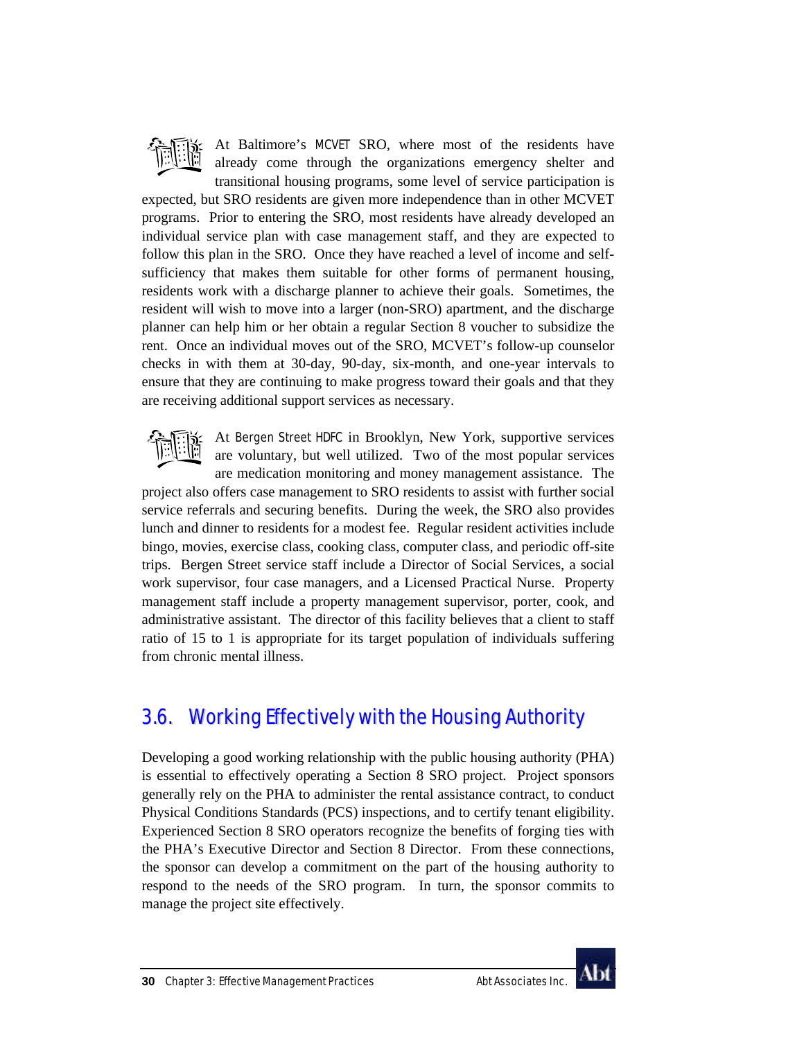At Baltimore's MCVET SRO, where most of the residents have already come through the organizations emergency shelter and transitional housing programs, some level of service participation is expected, but SRO residents are given more independence than in other MCVET programs. Prior to entering the SRO, most residents have already developed an individual service plan with case management staff, and they are expected to follow this plan in the SRO. Once they have reached a level of income and self-sufficiency that makes them suitable for other forms of permanent housing, residents work with a discharge planner to achieve their goals. Sometimes, the resident will wish to move into a larger (non-SRO) apartment, and the discharge planner can help him or her obtain a regular Section 8 voucher to subsidize the rent. Once an individual moves out of the SRO, MCVET's follow-up counselor checks in with them at 30-day, 90-day, six-month, and one-year intervals to ensure that they are continuing to make progress toward their goals and that they are receiving additional support services as necessary.

At Bergen Street HDFC in Brooklyn, New York, supportive services are voluntary, but well utilized. Two of the most popular services are medication monitoring and money management assistance. The project also offers case management to SRO residents to assist with further social service referrals and securing benefits. During the week, the SRO also provides lunch and dinner to residents for a modest fee. Regular resident activities include bingo, movies, exercise class, cooking class, computer class, and periodic off-site trips. Bergen Street service staff include a Director of Social Services, a social work supervisor, four case managers, and a Licensed Practical Nurse. Property management staff include a property management supervisor, porter, cook, and administrative assistant. The director of this facility believes that a client to staff ratio of 15 to 1 is appropriate for its target population of individuals suffering from chronic mental illness.

## 3.6. Working Effectively with the Housing Authority

Developing a good working relationship with the public housing authority (PHA) is essential to effectively operating a Section 8 SRO project. Project sponsors generally rely on the PHA to administer the rental assistance contract, to conduct Physical Conditions Standards (PCS) inspections, and to certify tenant eligibility. Experienced Section 8 SRO operators recognize the benefits of forging ties with the PHA's Executive Director and Section 8 Director. From these connections, the sponsor can develop a commitment on the part of the housing authority to respond to the needs of the SRO program. In turn, the sponsor commits to manage the project site effectively.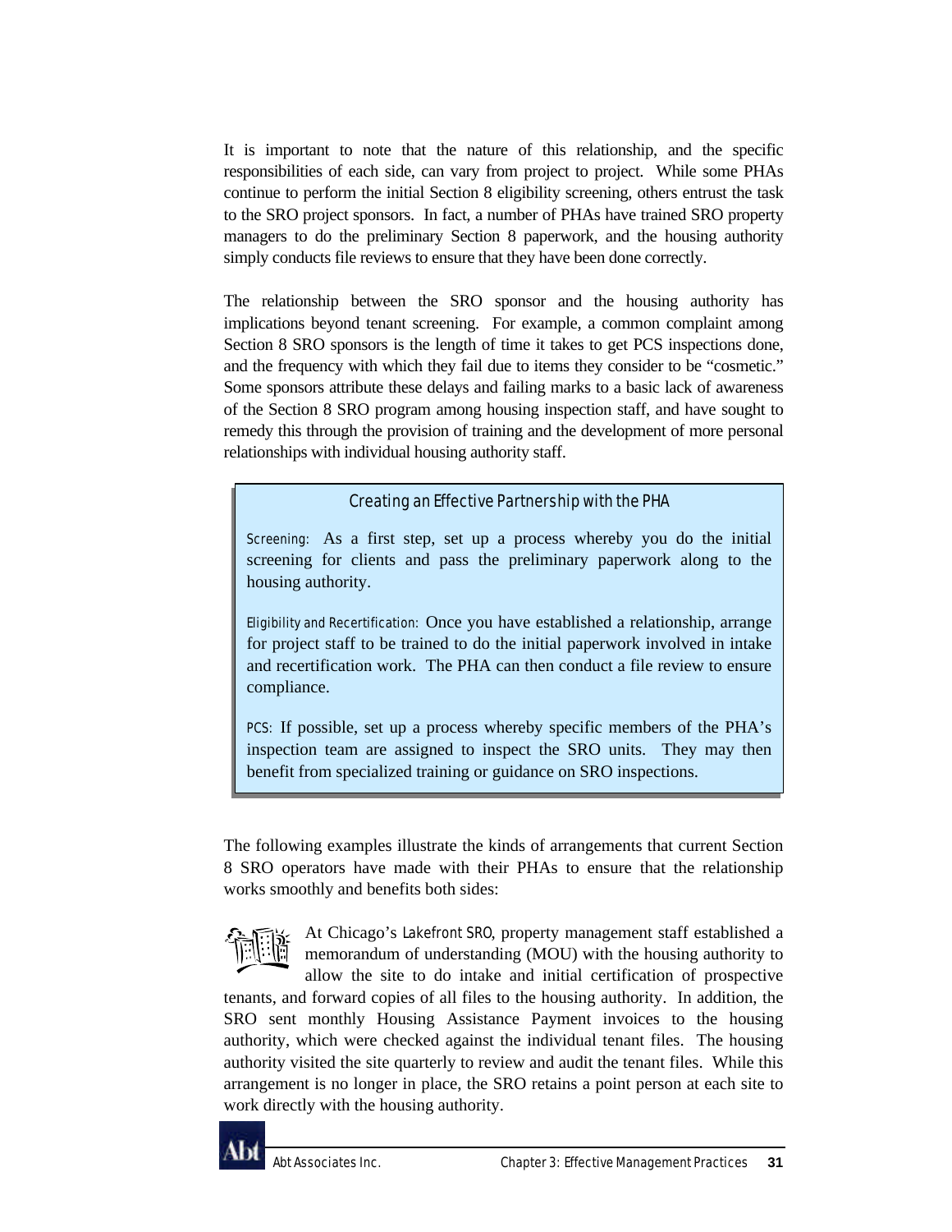It is important to note that the nature of this relationship, and the specific responsibilities of each side, can vary from project to project. While some PHAs continue to perform the initial Section 8 eligibility screening, others entrust the task to the SRO project sponsors. In fact, a number of PHAs have trained SRO property managers to do the preliminary Section 8 paperwork, and the housing authority simply conducts file reviews to ensure that they have been done correctly.

The relationship between the SRO sponsor and the housing authority has implications beyond tenant screening. For example, a common complaint among Section 8 SRO sponsors is the length of time it takes to get PCS inspections done, and the frequency with which they fail due to items they consider to be "cosmetic." Some sponsors attribute these delays and failing marks to a basic lack of awareness of the Section 8 SRO program among housing inspection staff, and have sought to remedy this through the provision of training and the development of more personal relationships with individual housing authority staff.

> **Creating an Effective Partnership with the PHA**
>
> Screening: As a first step, set up a process whereby you do the initial screening for clients and pass the preliminary paperwork along to the housing authority.
>
> Eligibility and Recertification: Once you have established a relationship, arrange for project staff to be trained to do the initial paperwork involved in intake and recertification work. The PHA can then conduct a file review to ensure compliance.
>
> PCS: If possible, set up a process whereby specific members of the PHA's inspection team are assigned to inspect the SRO units. They may then benefit from specialized training or guidance on SRO inspections.

The following examples illustrate the kinds of arrangements that current Section 8 SRO operators have made with their PHAs to ensure that the relationship works smoothly and benefits both sides:

At Chicago's Lakefront SRO, property management staff established a memorandum of understanding (MOU) with the housing authority to allow the site to do intake and initial certification of prospective tenants, and forward copies of all files to the housing authority. In addition, the SRO sent monthly Housing Assistance Payment invoices to the housing authority, which were checked against the individual tenant files. The housing authority visited the site quarterly to review and audit the tenant files. While this arrangement is no longer in place, the SRO retains a point person at each site to work directly with the housing authority.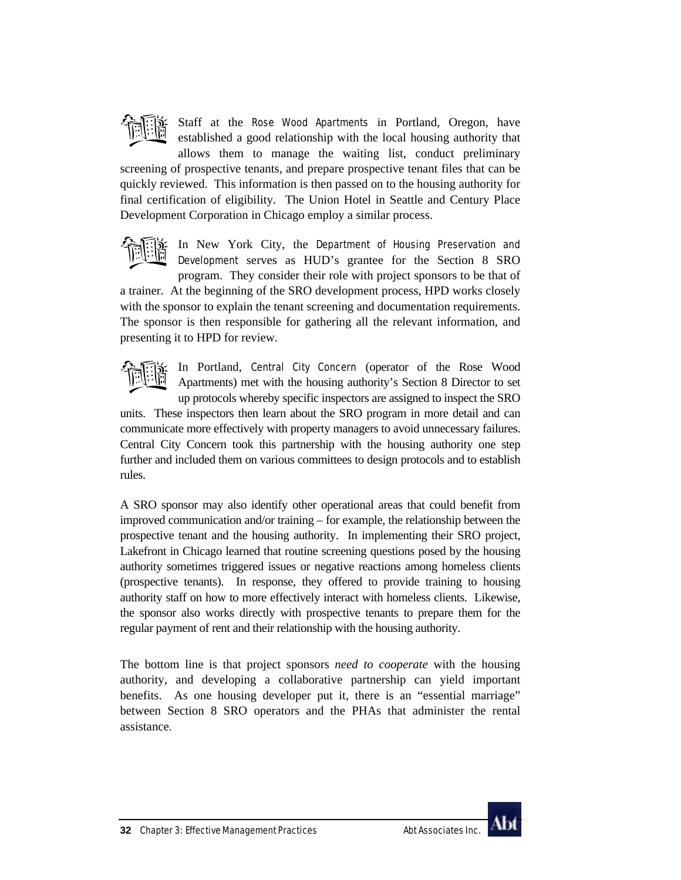Staff at the *Rose Wood Apartments* in Portland, Oregon, have established a good relationship with the local housing authority that allows them to manage the waiting list, conduct preliminary screening of prospective tenants, and prepare prospective tenant files that can be quickly reviewed. This information is then passed on to the housing authority for final certification of eligibility. The Union Hotel in Seattle and Century Place Development Corporation in Chicago employ a similar process.

In New York City, the *Department of Housing Preservation and Development* serves as HUD's grantee for the Section 8 SRO program. They consider their role with project sponsors to be that of a trainer. At the beginning of the SRO development process, HPD works closely with the sponsor to explain the tenant screening and documentation requirements. The sponsor is then responsible for gathering all the relevant information, and presenting it to HPD for review.

In Portland, *Central City Concern* (operator of the Rose Wood Apartments) met with the housing authority's Section 8 Director to set up protocols whereby specific inspectors are assigned to inspect the SRO units. These inspectors then learn about the SRO program in more detail and can communicate more effectively with property managers to avoid unnecessary failures. Central City Concern took this partnership with the housing authority one step further and included them on various committees to design protocols and to establish rules.

A SRO sponsor may also identify other operational areas that could benefit from improved communication and/or training – for example, the relationship between the prospective tenant and the housing authority. In implementing their SRO project, Lakefront in Chicago learned that routine screening questions posed by the housing authority sometimes triggered issues or negative reactions among homeless clients (prospective tenants). In response, they offered to provide training to housing authority staff on how to more effectively interact with homeless clients. Likewise, the sponsor also works directly with prospective tenants to prepare them for the regular payment of rent and their relationship with the housing authority.

The bottom line is that project sponsors *need to cooperate* with the housing authority, and developing a collaborative partnership can yield important benefits. As one housing developer put it, there is an "essential marriage" between Section 8 SRO operators and the PHAs that administer the rental assistance.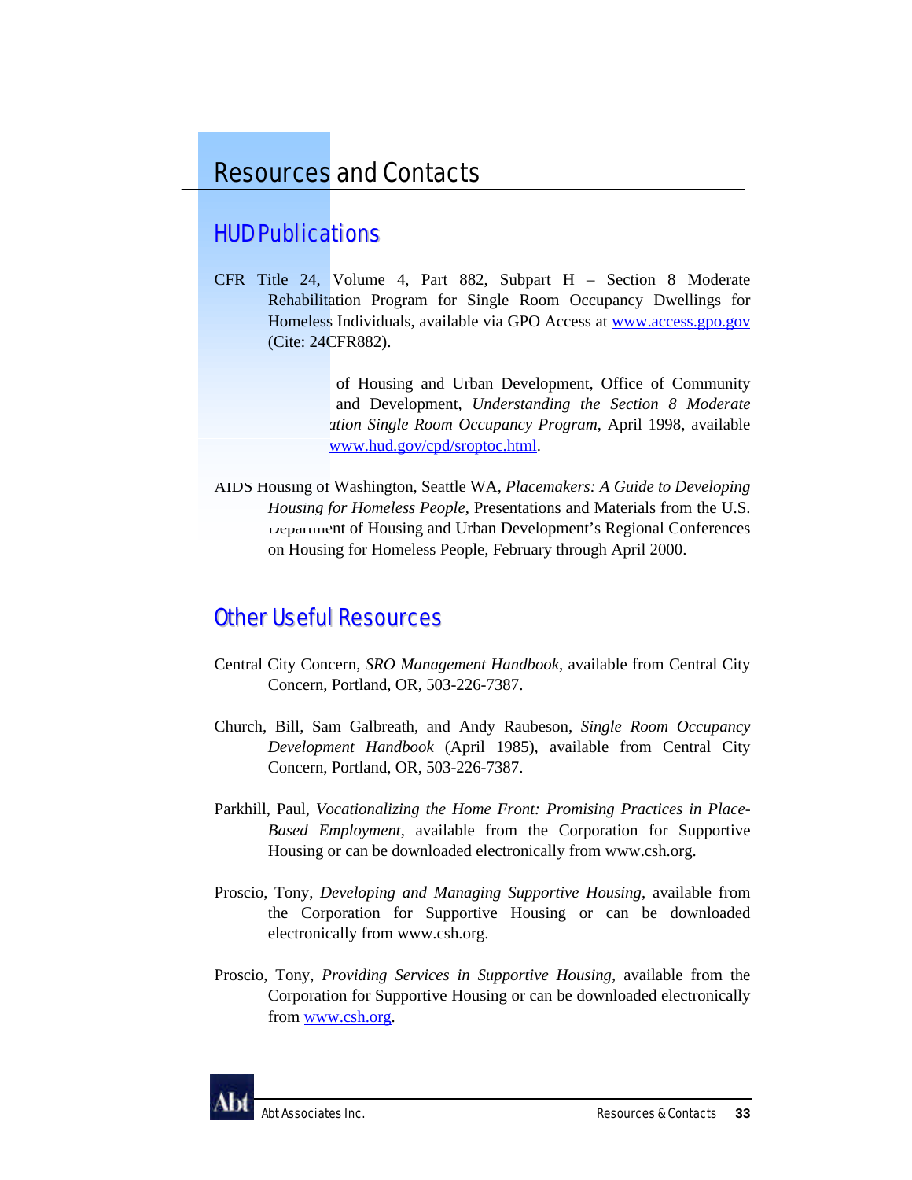# Resources and Contacts

## HUD Publications

CFR Title 24, Volume 4, Part 882, Subpart H – Section 8 Moderate Rehabilitation Program for Single Room Occupancy Dwellings for Homeless Individuals, available via GPO Access at www.access.gpo.gov (Cite: 24CFR882).

of Housing and Urban Development, Office of Community and Development, *Understanding the Section 8 Moderate ation Single Room Occupancy Program*, April 1998, available www.hud.gov/cpd/sroptoc.html.

AIDS Housing of Washington, Seattle WA, *Placemakers: A Guide to Developing Housing for Homeless People*, Presentations and Materials from the U.S. Department of Housing and Urban Development's Regional Conferences on Housing for Homeless People, February through April 2000.

## Other Useful Resources

Central City Concern, *SRO Management Handbook*, available from Central City Concern, Portland, OR, 503-226-7387.

Church, Bill, Sam Galbreath, and Andy Raubeson, *Single Room Occupancy Development Handbook* (April 1985), available from Central City Concern, Portland, OR, 503-226-7387.

Parkhill, Paul, *Vocationalizing the Home Front: Promising Practices in Place-Based Employment*, available from the Corporation for Supportive Housing or can be downloaded electronically from www.csh.org.

Proscio, Tony, *Developing and Managing Supportive Housing*, available from the Corporation for Supportive Housing or can be downloaded electronically from www.csh.org.

Proscio, Tony, *Providing Services in Supportive Housing*, available from the Corporation for Supportive Housing or can be downloaded electronically from www.csh.org.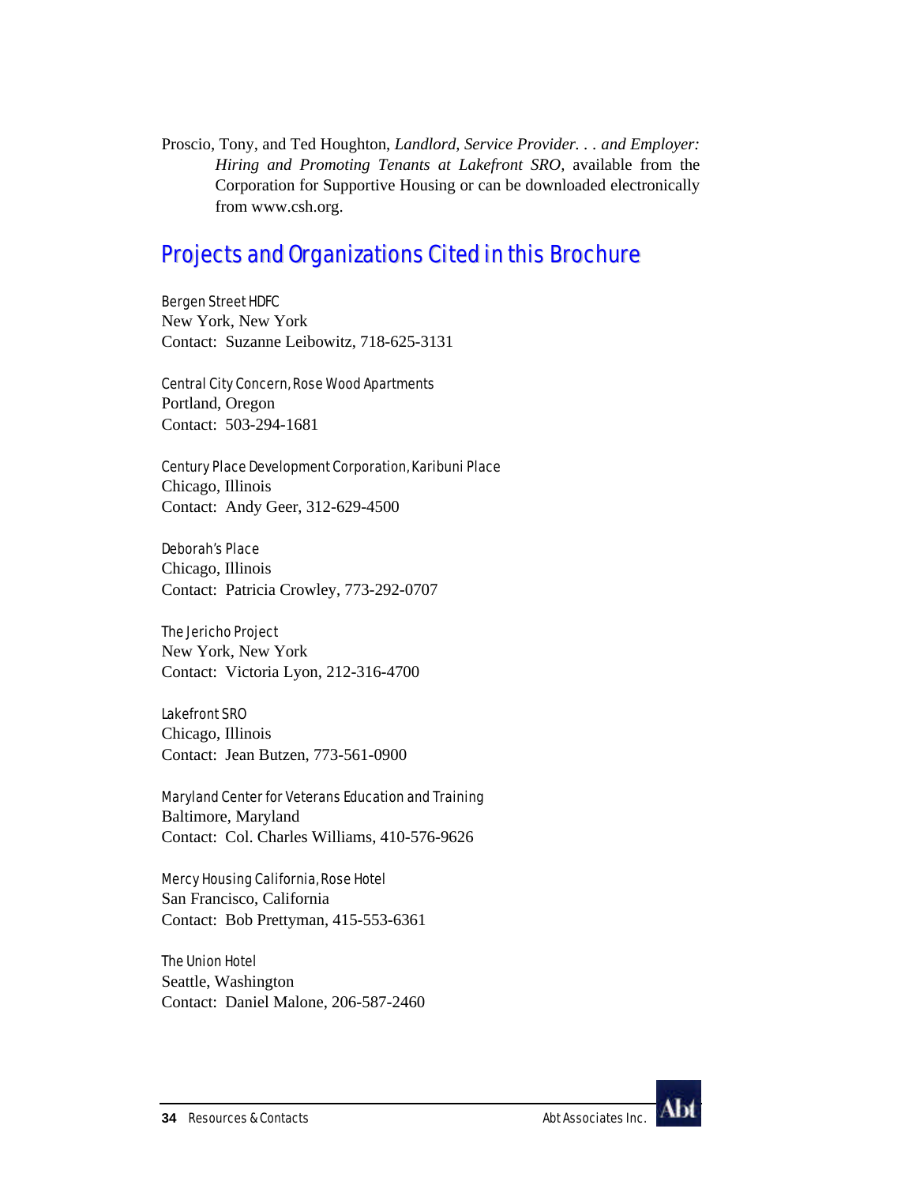Proscio, Tony, and Ted Houghton, *Landlord, Service Provider. . . and Employer: Hiring and Promoting Tenants at Lakefront SRO,* available from the Corporation for Supportive Housing or can be downloaded electronically from www.csh.org.

## Projects and Organizations Cited in this Brochure

Bergen Street HDFC
New York, New York
Contact: Suzanne Leibowitz, 718-625-3131

Central City Concern, Rose Wood Apartments
Portland, Oregon
Contact: 503-294-1681

Century Place Development Corporation, Karibuni Place
Chicago, Illinois
Contact: Andy Geer, 312-629-4500

Deborah's Place
Chicago, Illinois
Contact: Patricia Crowley, 773-292-0707

The Jericho Project
New York, New York
Contact: Victoria Lyon, 212-316-4700

Lakefront SRO
Chicago, Illinois
Contact: Jean Butzen, 773-561-0900

Maryland Center for Veterans Education and Training
Baltimore, Maryland
Contact: Col. Charles Williams, 410-576-9626

Mercy Housing California, Rose Hotel
San Francisco, California
Contact: Bob Prettyman, 415-553-6361

The Union Hotel
Seattle, Washington
Contact: Daniel Malone, 206-587-2460